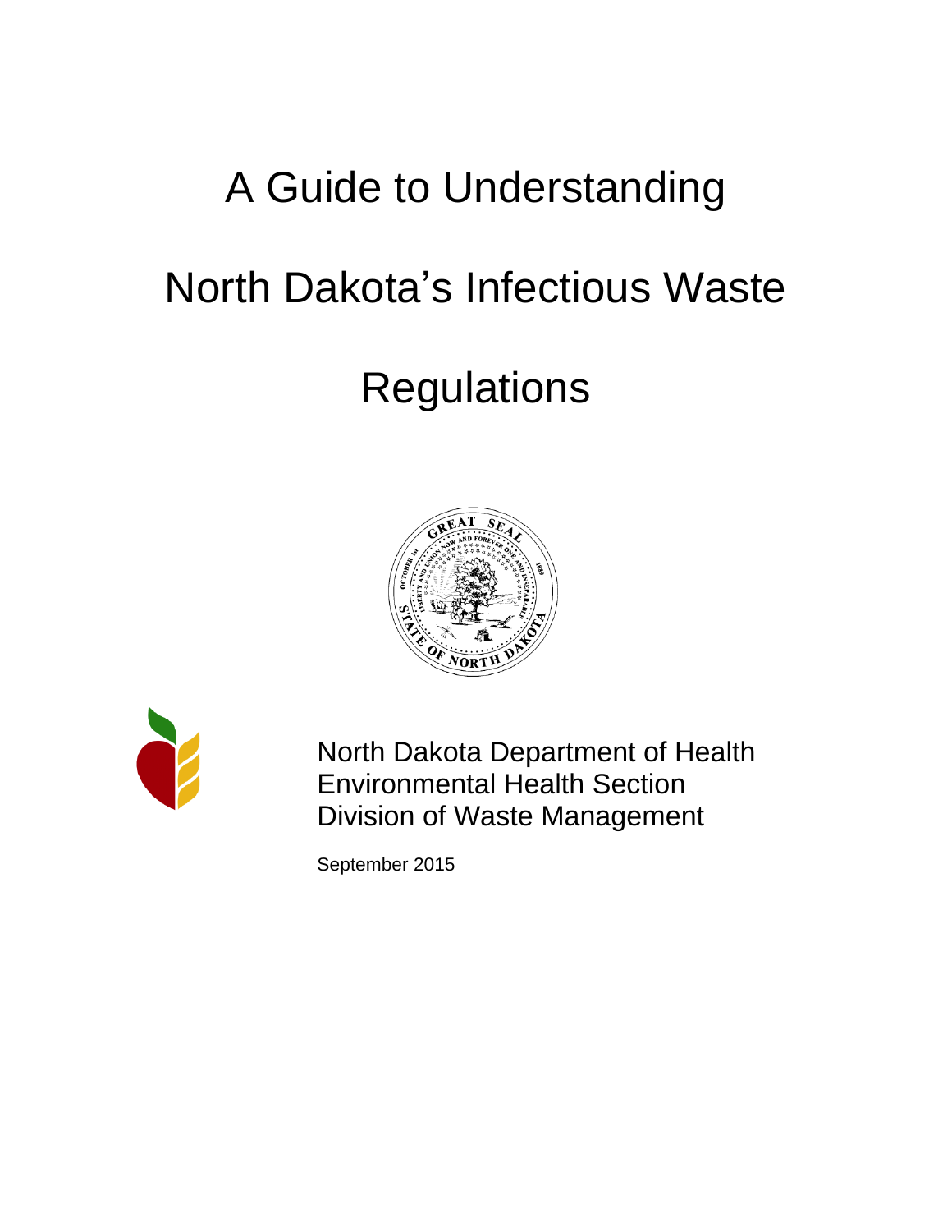# A Guide to Understanding North Dakota's Infectious Waste Regulations

North Dakota Department of Health
Environmental Health Section
Division of Waste Management

September 2015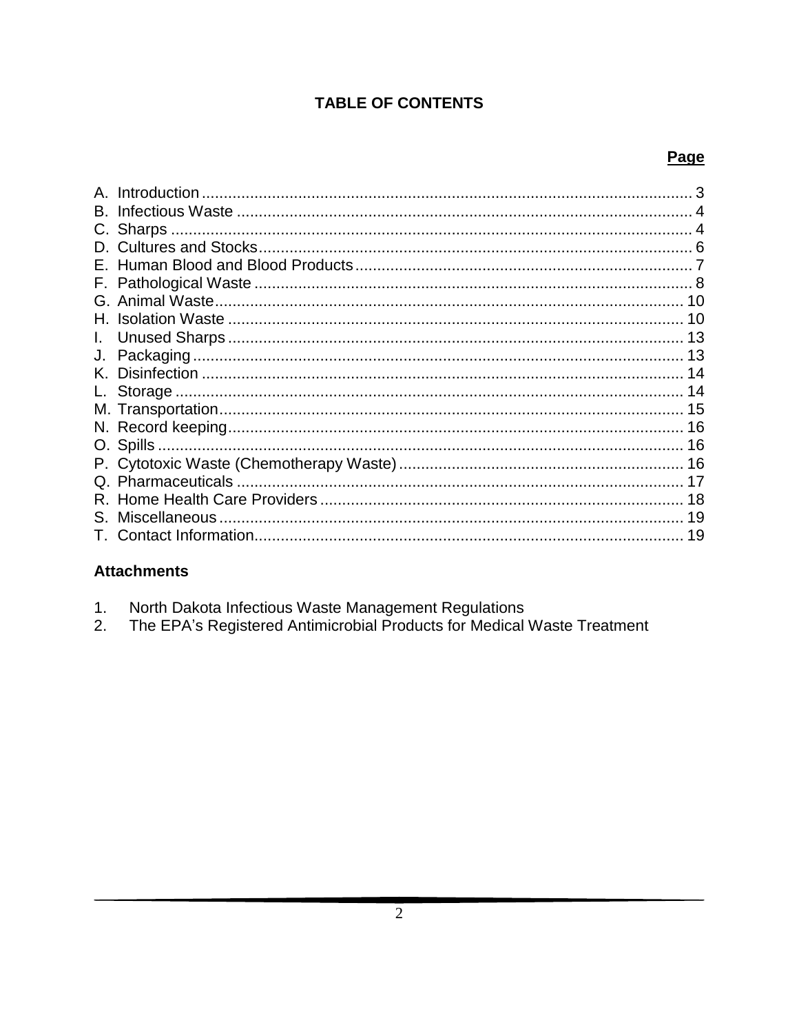# TABLE OF CONTENTS

| | Page |
|---|---|
| A. Introduction | 3 |
| B. Infectious Waste | 4 |
| C. Sharps | 4 |
| D. Cultures and Stocks | 6 |
| E. Human Blood and Blood Products | 7 |
| F. Pathological Waste | 8 |
| G. Animal Waste | 10 |
| H. Isolation Waste | 10 |
| I. Unused Sharps | 13 |
| J. Packaging | 13 |
| K. Disinfection | 14 |
| L. Storage | 14 |
| M. Transportation | 15 |
| N. Record keeping | 16 |
| O. Spills | 16 |
| P. Cytotoxic Waste (Chemotherapy Waste) | 16 |
| Q. Pharmaceuticals | 17 |
| R. Home Health Care Providers | 18 |
| S. Miscellaneous | 19 |
| T. Contact Information | 19 |

## Attachments

1. North Dakota Infectious Waste Management Regulations
2. The EPA's Registered Antimicrobial Products for Medical Waste Treatment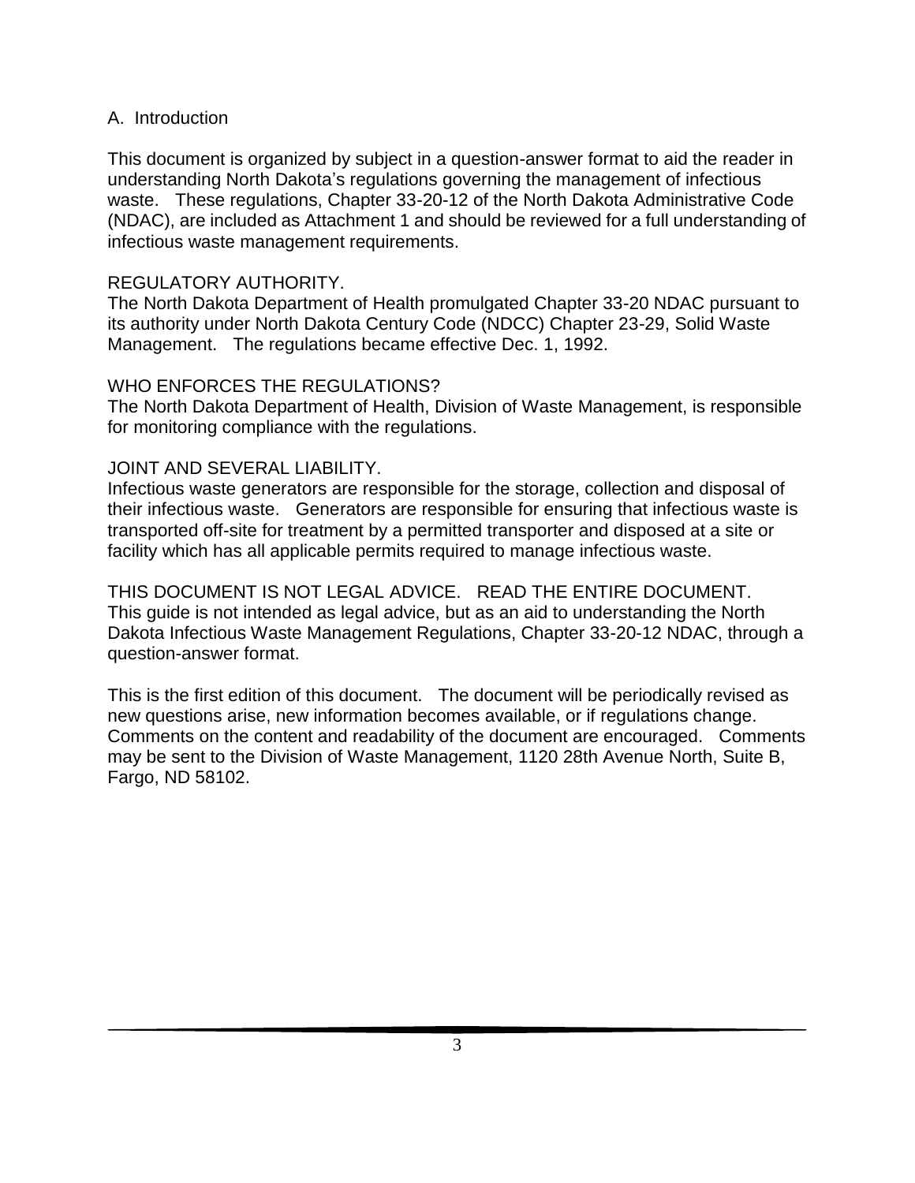## A. Introduction

This document is organized by subject in a question-answer format to aid the reader in understanding North Dakota's regulations governing the management of infectious waste. These regulations, Chapter 33-20-12 of the North Dakota Administrative Code (NDAC), are included as Attachment 1 and should be reviewed for a full understanding of infectious waste management requirements.

### REGULATORY AUTHORITY.

The North Dakota Department of Health promulgated Chapter 33-20 NDAC pursuant to its authority under North Dakota Century Code (NDCC) Chapter 23-29, Solid Waste Management. The regulations became effective Dec. 1, 1992.

### WHO ENFORCES THE REGULATIONS?

The North Dakota Department of Health, Division of Waste Management, is responsible for monitoring compliance with the regulations.

### JOINT AND SEVERAL LIABILITY.

Infectious waste generators are responsible for the storage, collection and disposal of their infectious waste. Generators are responsible for ensuring that infectious waste is transported off-site for treatment by a permitted transporter and disposed at a site or facility which has all applicable permits required to manage infectious waste.

### THIS DOCUMENT IS NOT LEGAL ADVICE. READ THE ENTIRE DOCUMENT.

This guide is not intended as legal advice, but as an aid to understanding the North Dakota Infectious Waste Management Regulations, Chapter 33-20-12 NDAC, through a question-answer format.

This is the first edition of this document. The document will be periodically revised as new questions arise, new information becomes available, or if regulations change. Comments on the content and readability of the document are encouraged. Comments may be sent to the Division of Waste Management, 1120 28th Avenue North, Suite B, Fargo, ND 58102.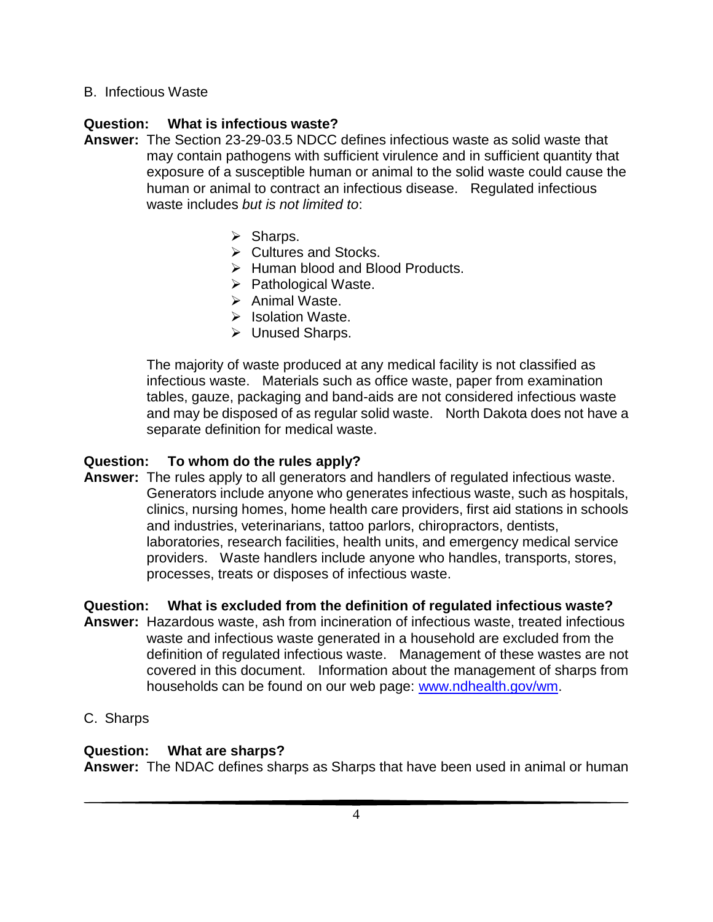## B. Infectious Waste

**Question: What is infectious waste?**

**Answer:** The Section 23-29-03.5 NDCC defines infectious waste as solid waste that may contain pathogens with sufficient virulence and in sufficient quantity that exposure of a susceptible human or animal to the solid waste could cause the human or animal to contract an infectious disease. Regulated infectious waste includes *but is not limited to*:

- Sharps.
- Cultures and Stocks.
- Human blood and Blood Products.
- Pathological Waste.
- Animal Waste.
- Isolation Waste.
- Unused Sharps.

The majority of waste produced at any medical facility is not classified as infectious waste. Materials such as office waste, paper from examination tables, gauze, packaging and band-aids are not considered infectious waste and may be disposed of as regular solid waste. North Dakota does not have a separate definition for medical waste.

**Question: To whom do the rules apply?**

**Answer:** The rules apply to all generators and handlers of regulated infectious waste. Generators include anyone who generates infectious waste, such as hospitals, clinics, nursing homes, home health care providers, first aid stations in schools and industries, veterinarians, tattoo parlors, chiropractors, dentists, laboratories, research facilities, health units, and emergency medical service providers. Waste handlers include anyone who handles, transports, stores, processes, treats or disposes of infectious waste.

**Question: What is excluded from the definition of regulated infectious waste?**

**Answer:** Hazardous waste, ash from incineration of infectious waste, treated infectious waste and infectious waste generated in a household are excluded from the definition of regulated infectious waste. Management of these wastes are not covered in this document. Information about the management of sharps from households can be found on our web page: [www.ndhealth.gov/wm](http://www.ndhealth.gov/wm).

## C. Sharps

**Question: What are sharps?**

**Answer:** The NDAC defines sharps as Sharps that have been used in animal or human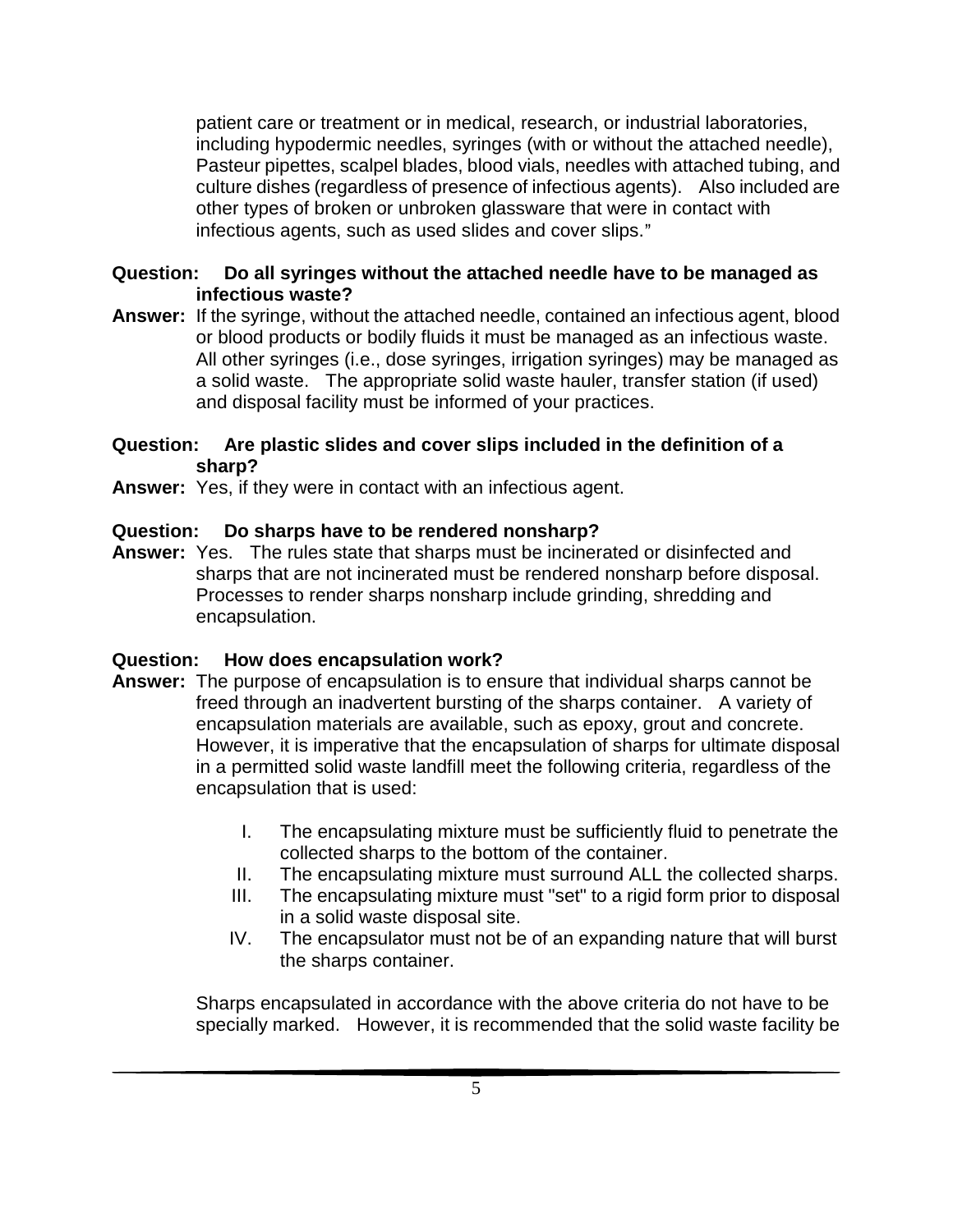patient care or treatment or in medical, research, or industrial laboratories, including hypodermic needles, syringes (with or without the attached needle), Pasteur pipettes, scalpel blades, blood vials, needles with attached tubing, and culture dishes (regardless of presence of infectious agents). Also included are other types of broken or unbroken glassware that were in contact with infectious agents, such as used slides and cover slips."

**Question: Do all syringes without the attached needle have to be managed as infectious waste?**

**Answer:** If the syringe, without the attached needle, contained an infectious agent, blood or blood products or bodily fluids it must be managed as an infectious waste. All other syringes (i.e., dose syringes, irrigation syringes) may be managed as a solid waste. The appropriate solid waste hauler, transfer station (if used) and disposal facility must be informed of your practices.

**Question: Are plastic slides and cover slips included in the definition of a sharp?**

**Answer:** Yes, if they were in contact with an infectious agent.

**Question: Do sharps have to be rendered nonsharp?**

**Answer:** Yes. The rules state that sharps must be incinerated or disinfected and sharps that are not incinerated must be rendered nonsharp before disposal. Processes to render sharps nonsharp include grinding, shredding and encapsulation.

**Question: How does encapsulation work?**

**Answer:** The purpose of encapsulation is to ensure that individual sharps cannot be freed through an inadvertent bursting of the sharps container. A variety of encapsulation materials are available, such as epoxy, grout and concrete. However, it is imperative that the encapsulation of sharps for ultimate disposal in a permitted solid waste landfill meet the following criteria, regardless of the encapsulation that is used:

I. The encapsulating mixture must be sufficiently fluid to penetrate the collected sharps to the bottom of the container.
II. The encapsulating mixture must surround ALL the collected sharps.
III. The encapsulating mixture must "set" to a rigid form prior to disposal in a solid waste disposal site.
IV. The encapsulator must not be of an expanding nature that will burst the sharps container.

Sharps encapsulated in accordance with the above criteria do not have to be specially marked. However, it is recommended that the solid waste facility be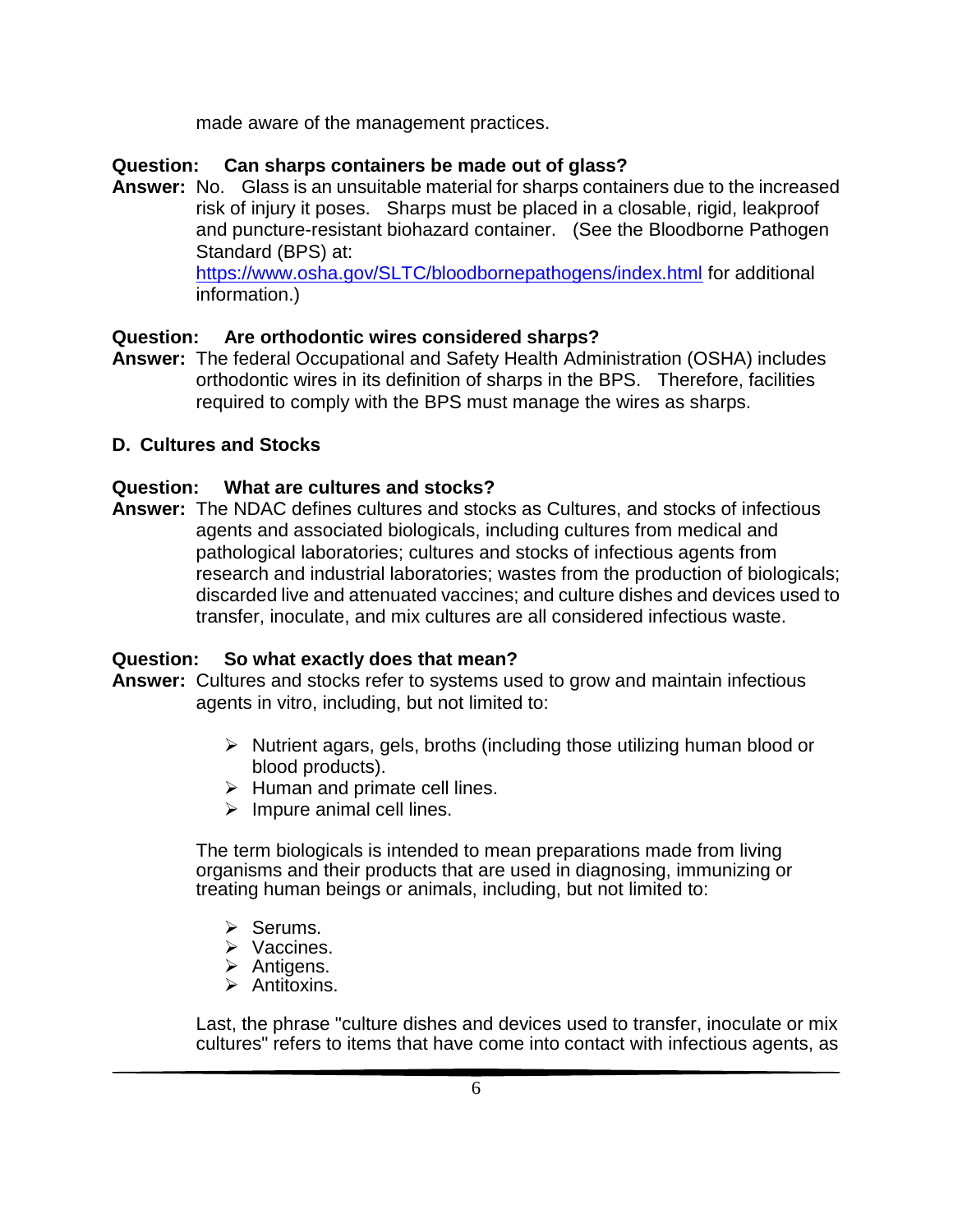made aware of the management practices.

**Question: Can sharps containers be made out of glass?**

**Answer:** No. Glass is an unsuitable material for sharps containers due to the increased risk of injury it poses. Sharps must be placed in a closable, rigid, leakproof and puncture-resistant biohazard container. (See the Bloodborne Pathogen Standard (BPS) at: [https://www.osha.gov/SLTC/bloodbornepathogens/index.html](https://www.osha.gov/SLTC/bloodbornepathogens/index.html) for additional information.)

**Question: Are orthodontic wires considered sharps?**

**Answer:** The federal Occupational and Safety Health Administration (OSHA) includes orthodontic wires in its definition of sharps in the BPS. Therefore, facilities required to comply with the BPS must manage the wires as sharps.

### D. Cultures and Stocks

**Question: What are cultures and stocks?**

**Answer:** The NDAC defines cultures and stocks as Cultures, and stocks of infectious agents and associated biologicals, including cultures from medical and pathological laboratories; cultures and stocks of infectious agents from research and industrial laboratories; wastes from the production of biologicals; discarded live and attenuated vaccines; and culture dishes and devices used to transfer, inoculate, and mix cultures are all considered infectious waste.

**Question: So what exactly does that mean?**

**Answer:** Cultures and stocks refer to systems used to grow and maintain infectious agents in vitro, including, but not limited to:

- Nutrient agars, gels, broths (including those utilizing human blood or blood products).
- Human and primate cell lines.
- Impure animal cell lines.

The term biologicals is intended to mean preparations made from living organisms and their products that are used in diagnosing, immunizing or treating human beings or animals, including, but not limited to:

- Serums.
- Vaccines.
- Antigens.
- Antitoxins.

Last, the phrase "culture dishes and devices used to transfer, inoculate or mix cultures" refers to items that have come into contact with infectious agents, as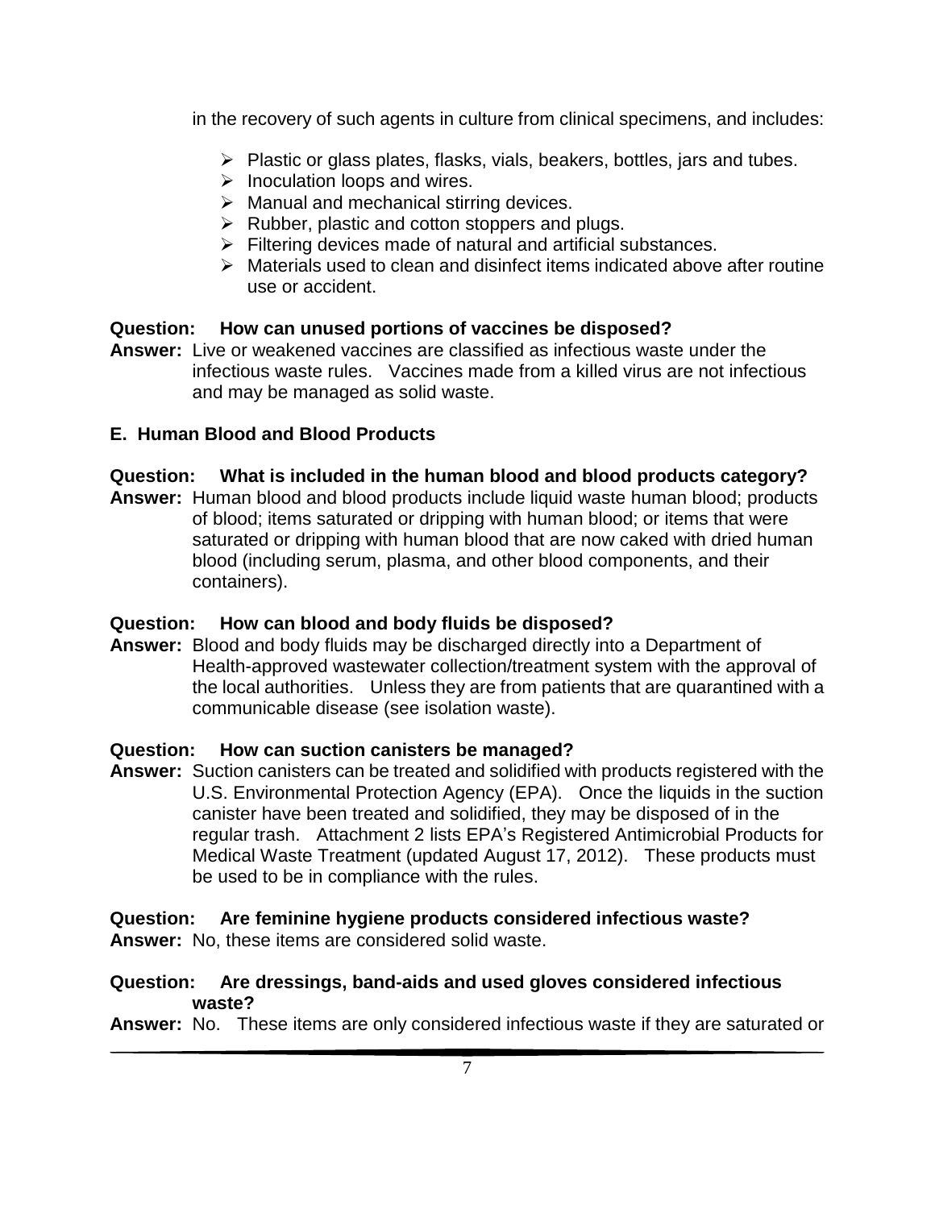in the recovery of such agents in culture from clinical specimens, and includes:

- Plastic or glass plates, flasks, vials, beakers, bottles, jars and tubes.
- Inoculation loops and wires.
- Manual and mechanical stirring devices.
- Rubber, plastic and cotton stoppers and plugs.
- Filtering devices made of natural and artificial substances.
- Materials used to clean and disinfect items indicated above after routine use or accident.

**Question: How can unused portions of vaccines be disposed?**

**Answer:** Live or weakened vaccines are classified as infectious waste under the infectious waste rules. Vaccines made from a killed virus are not infectious and may be managed as solid waste.

## E. Human Blood and Blood Products

**Question: What is included in the human blood and blood products category?**

**Answer:** Human blood and blood products include liquid waste human blood; products of blood; items saturated or dripping with human blood; or items that were saturated or dripping with human blood that are now caked with dried human blood (including serum, plasma, and other blood components, and their containers).

**Question: How can blood and body fluids be disposed?**

**Answer:** Blood and body fluids may be discharged directly into a Department of Health-approved wastewater collection/treatment system with the approval of the local authorities. Unless they are from patients that are quarantined with a communicable disease (see isolation waste).

**Question: How can suction canisters be managed?**

**Answer:** Suction canisters can be treated and solidified with products registered with the U.S. Environmental Protection Agency (EPA). Once the liquids in the suction canister have been treated and solidified, they may be disposed of in the regular trash. Attachment 2 lists EPA's Registered Antimicrobial Products for Medical Waste Treatment (updated August 17, 2012). These products must be used to be in compliance with the rules.

**Question: Are feminine hygiene products considered infectious waste?**

**Answer:** No, these items are considered solid waste.

**Question: Are dressings, band-aids and used gloves considered infectious waste?**

**Answer:** No. These items are only considered infectious waste if they are saturated or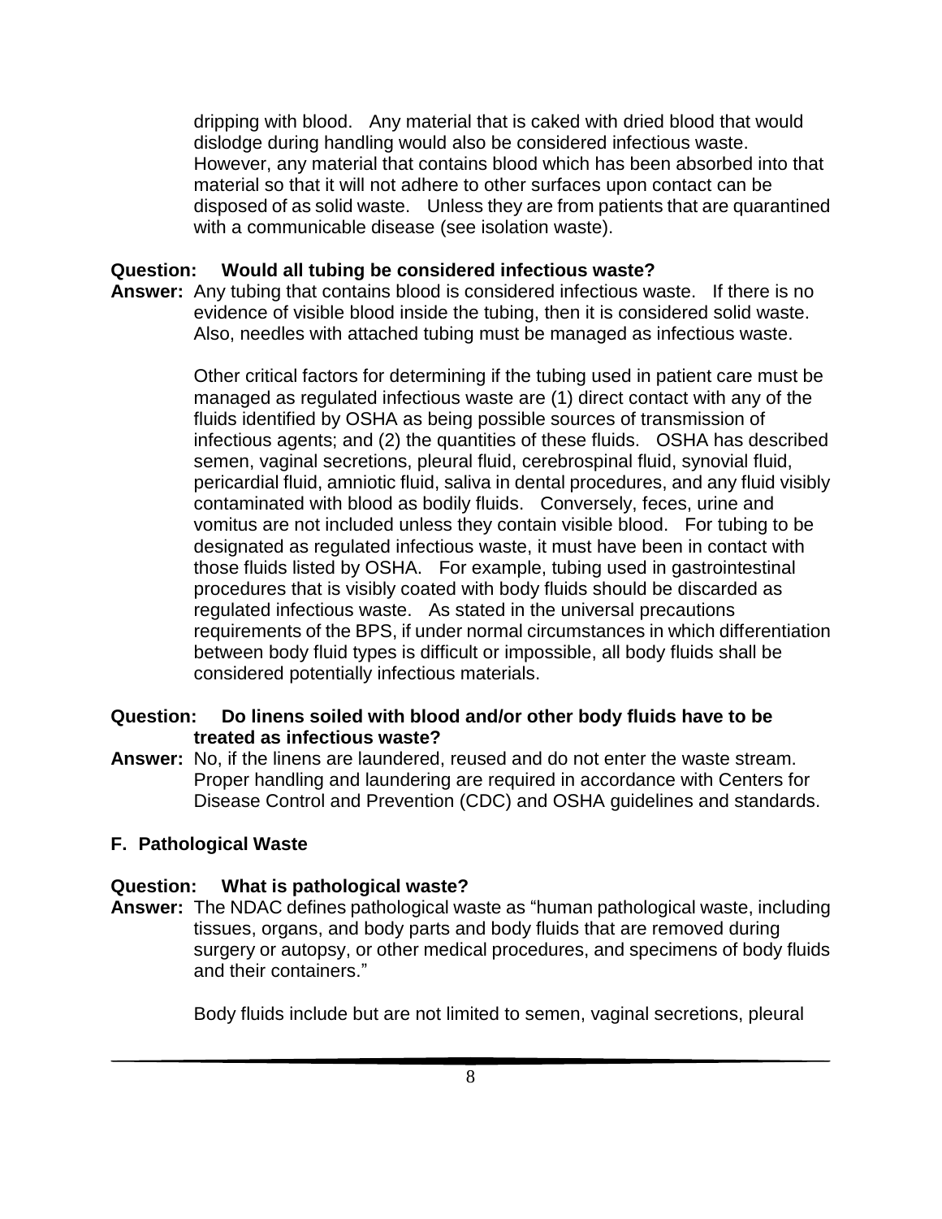dripping with blood. Any material that is caked with dried blood that would dislodge during handling would also be considered infectious waste. However, any material that contains blood which has been absorbed into that material so that it will not adhere to other surfaces upon contact can be disposed of as solid waste. Unless they are from patients that are quarantined with a communicable disease (see isolation waste).

**Question: Would all tubing be considered infectious waste?**

**Answer:** Any tubing that contains blood is considered infectious waste. If there is no evidence of visible blood inside the tubing, then it is considered solid waste. Also, needles with attached tubing must be managed as infectious waste.

Other critical factors for determining if the tubing used in patient care must be managed as regulated infectious waste are (1) direct contact with any of the fluids identified by OSHA as being possible sources of transmission of infectious agents; and (2) the quantities of these fluids. OSHA has described semen, vaginal secretions, pleural fluid, cerebrospinal fluid, synovial fluid, pericardial fluid, amniotic fluid, saliva in dental procedures, and any fluid visibly contaminated with blood as bodily fluids. Conversely, feces, urine and vomitus are not included unless they contain visible blood. For tubing to be designated as regulated infectious waste, it must have been in contact with those fluids listed by OSHA. For example, tubing used in gastrointestinal procedures that is visibly coated with body fluids should be discarded as regulated infectious waste. As stated in the universal precautions requirements of the BPS, if under normal circumstances in which differentiation between body fluid types is difficult or impossible, all body fluids shall be considered potentially infectious materials.

**Question: Do linens soiled with blood and/or other body fluids have to be treated as infectious waste?**

**Answer:** No, if the linens are laundered, reused and do not enter the waste stream. Proper handling and laundering are required in accordance with Centers for Disease Control and Prevention (CDC) and OSHA guidelines and standards.

## F. Pathological Waste

**Question: What is pathological waste?**

**Answer:** The NDAC defines pathological waste as "human pathological waste, including tissues, organs, and body parts and body fluids that are removed during surgery or autopsy, or other medical procedures, and specimens of body fluids and their containers."

Body fluids include but are not limited to semen, vaginal secretions, pleural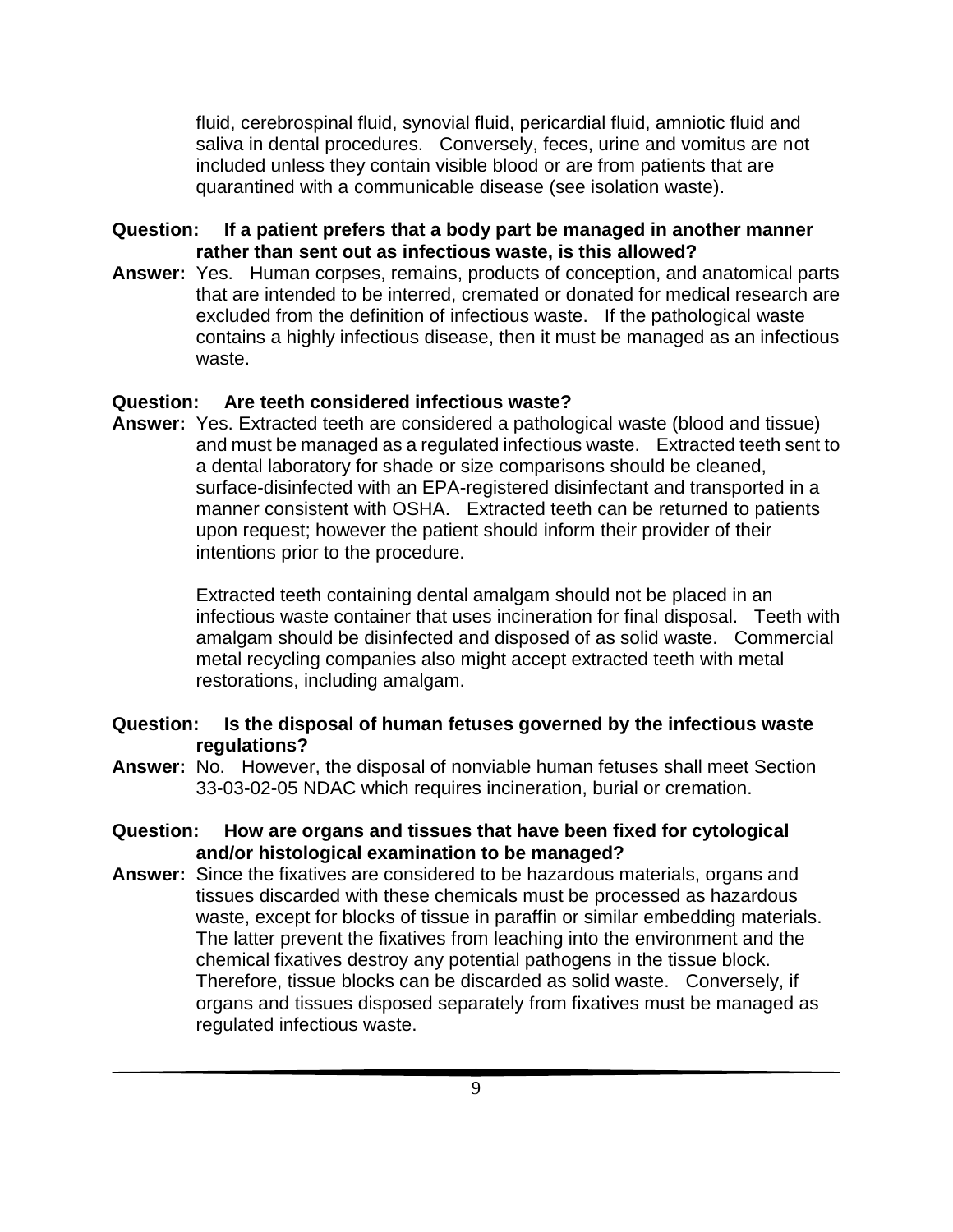fluid, cerebrospinal fluid, synovial fluid, pericardial fluid, amniotic fluid and saliva in dental procedures. Conversely, feces, urine and vomitus are not included unless they contain visible blood or are from patients that are quarantined with a communicable disease (see isolation waste).

**Question: If a patient prefers that a body part be managed in another manner rather than sent out as infectious waste, is this allowed?**

**Answer:** Yes. Human corpses, remains, products of conception, and anatomical parts that are intended to be interred, cremated or donated for medical research are excluded from the definition of infectious waste. If the pathological waste contains a highly infectious disease, then it must be managed as an infectious waste.

**Question: Are teeth considered infectious waste?**

**Answer:** Yes. Extracted teeth are considered a pathological waste (blood and tissue) and must be managed as a regulated infectious waste. Extracted teeth sent to a dental laboratory for shade or size comparisons should be cleaned, surface-disinfected with an EPA-registered disinfectant and transported in a manner consistent with OSHA. Extracted teeth can be returned to patients upon request; however the patient should inform their provider of their intentions prior to the procedure.

Extracted teeth containing dental amalgam should not be placed in an infectious waste container that uses incineration for final disposal. Teeth with amalgam should be disinfected and disposed of as solid waste. Commercial metal recycling companies also might accept extracted teeth with metal restorations, including amalgam.

**Question: Is the disposal of human fetuses governed by the infectious waste regulations?**

**Answer:** No. However, the disposal of nonviable human fetuses shall meet Section 33-03-02-05 NDAC which requires incineration, burial or cremation.

**Question: How are organs and tissues that have been fixed for cytological and/or histological examination to be managed?**

**Answer:** Since the fixatives are considered to be hazardous materials, organs and tissues discarded with these chemicals must be processed as hazardous waste, except for blocks of tissue in paraffin or similar embedding materials. The latter prevent the fixatives from leaching into the environment and the chemical fixatives destroy any potential pathogens in the tissue block. Therefore, tissue blocks can be discarded as solid waste. Conversely, if organs and tissues disposed separately from fixatives must be managed as regulated infectious waste.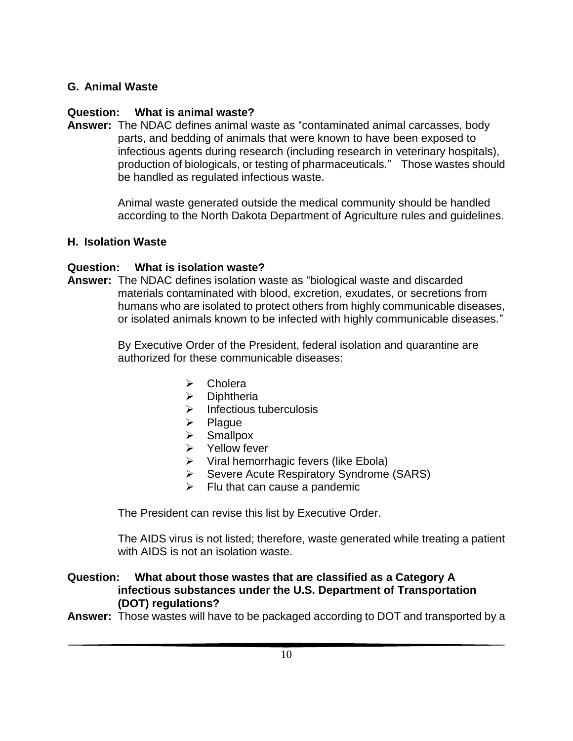## G. Animal Waste

**Question: What is animal waste?**

**Answer:** The NDAC defines animal waste as "contaminated animal carcasses, body parts, and bedding of animals that were known to have been exposed to infectious agents during research (including research in veterinary hospitals), production of biologicals, or testing of pharmaceuticals." Those wastes should be handled as regulated infectious waste.

Animal waste generated outside the medical community should be handled according to the North Dakota Department of Agriculture rules and guidelines.

## H. Isolation Waste

**Question: What is isolation waste?**

**Answer:** The NDAC defines isolation waste as "biological waste and discarded materials contaminated with blood, excretion, exudates, or secretions from humans who are isolated to protect others from highly communicable diseases, or isolated animals known to be infected with highly communicable diseases."

By Executive Order of the President, federal isolation and quarantine are authorized for these communicable diseases:

- Cholera
- Diphtheria
- Infectious tuberculosis
- Plague
- Smallpox
- Yellow fever
- Viral hemorrhagic fevers (like Ebola)
- Severe Acute Respiratory Syndrome (SARS)
- Flu that can cause a pandemic

The President can revise this list by Executive Order.

The AIDS virus is not listed; therefore, waste generated while treating a patient with AIDS is not an isolation waste.

**Question: What about those wastes that are classified as a Category A infectious substances under the U.S. Department of Transportation (DOT) regulations?**

**Answer:** Those wastes will have to be packaged according to DOT and transported by a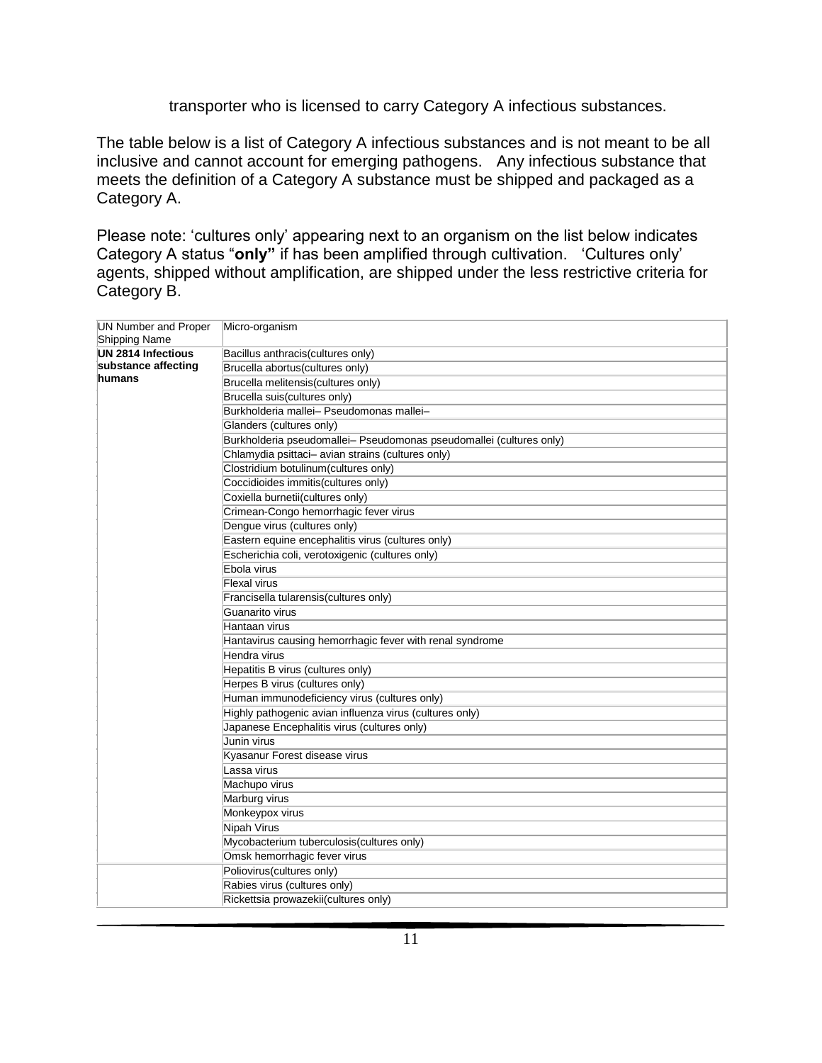transporter who is licensed to carry Category A infectious substances.

The table below is a list of Category A infectious substances and is not meant to be all inclusive and cannot account for emerging pathogens. Any infectious substance that meets the definition of a Category A substance must be shipped and packaged as a Category A.

Please note: 'cultures only' appearing next to an organism on the list below indicates Category A status "**only"** if has been amplified through cultivation. 'Cultures only' agents, shipped without amplification, are shipped under the less restrictive criteria for Category B.

| UN Number and Proper Shipping Name | Micro-organism |
|---|---|
| **UN 2814 Infectious substance affecting humans** | Bacillus anthracis(cultures only) |
| | Brucella abortus(cultures only) |
| | Brucella melitensis(cultures only) |
| | Brucella suis(cultures only) |
| | Burkholderia mallei– Pseudomonas mallei– |
| | Glanders (cultures only) |
| | Burkholderia pseudomallei– Pseudomonas pseudomallei (cultures only) |
| | Chlamydia psittaci– avian strains (cultures only) |
| | Clostridium botulinum(cultures only) |
| | Coccidioides immitis(cultures only) |
| | Coxiella burnetii(cultures only) |
| | Crimean-Congo hemorrhagic fever virus |
| | Dengue virus (cultures only) |
| | Eastern equine encephalitis virus (cultures only) |
| | Escherichia coli, verotoxigenic (cultures only) |
| | Ebola virus |
| | Flexal virus |
| | Francisella tularensis(cultures only) |
| | Guanarito virus |
| | Hantaan virus |
| | Hantavirus causing hemorrhagic fever with renal syndrome |
| | Hendra virus |
| | Hepatitis B virus (cultures only) |
| | Herpes B virus (cultures only) |
| | Human immunodeficiency virus (cultures only) |
| | Highly pathogenic avian influenza virus (cultures only) |
| | Japanese Encephalitis virus (cultures only) |
| | Junin virus |
| | Kyasanur Forest disease virus |
| | Lassa virus |
| | Machupo virus |
| | Marburg virus |
| | Monkeypox virus |
| | Nipah Virus |
| | Mycobacterium tuberculosis(cultures only) |
| | Omsk hemorrhagic fever virus |
| | Poliovirus(cultures only) |
| | Rabies virus (cultures only) |
| | Rickettsia prowazekii(cultures only) |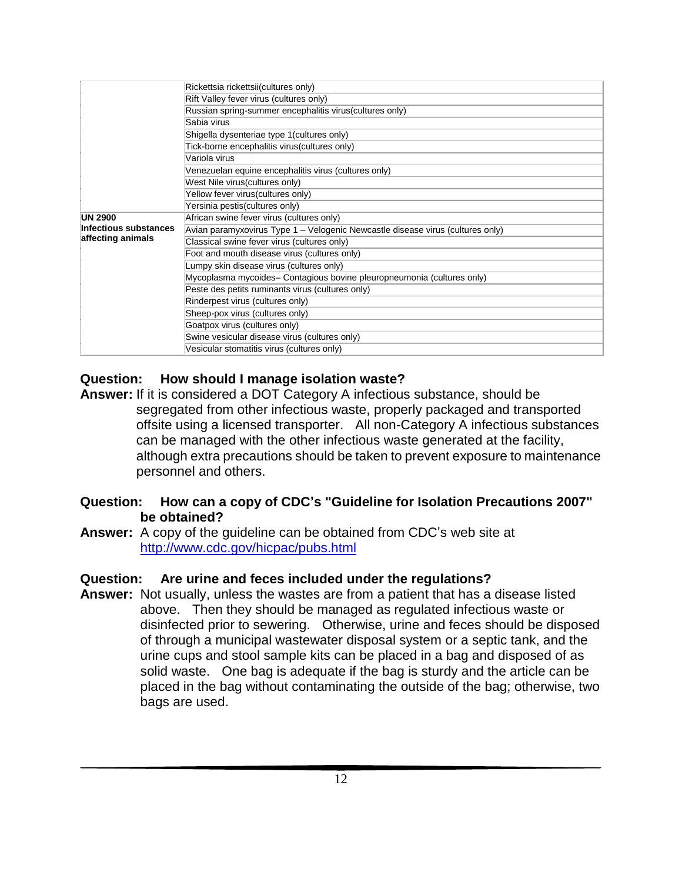| | |
|---|---|
| | Rickettsia rickettsii(cultures only) |
| | Rift Valley fever virus (cultures only) |
| | Russian spring-summer encephalitis virus(cultures only) |
| | Sabia virus |
| | Shigella dysenteriae type 1(cultures only) |
| | Tick-borne encephalitis virus(cultures only) |
| | Variola virus |
| | Venezuelan equine encephalitis virus (cultures only) |
| | West Nile virus(cultures only) |
| | Yellow fever virus(cultures only) |
| | Yersinia pestis(cultures only) |
| **UN 2900 Infectious substances affecting animals** | African swine fever virus (cultures only) |
| | Avian paramyxovirus Type 1 – Velogenic Newcastle disease virus (cultures only) |
| | Classical swine fever virus (cultures only) |
| | Foot and mouth disease virus (cultures only) |
| | Lumpy skin disease virus (cultures only) |
| | Mycoplasma mycoides– Contagious bovine pleuropneumonia (cultures only) |
| | Peste des petits ruminants virus (cultures only) |
| | Rinderpest virus (cultures only) |
| | Sheep-pox virus (cultures only) |
| | Goatpox virus (cultures only) |
| | Swine vesicular disease virus (cultures only) |
| | Vesicular stomatitis virus (cultures only) |

**Question: How should I manage isolation waste?**

**Answer:** If it is considered a DOT Category A infectious substance, should be segregated from other infectious waste, properly packaged and transported offsite using a licensed transporter. All non-Category A infectious substances can be managed with the other infectious waste generated at the facility, although extra precautions should be taken to prevent exposure to maintenance personnel and others.

**Question: How can a copy of CDC's "Guideline for Isolation Precautions 2007" be obtained?**

**Answer:** A copy of the guideline can be obtained from CDC's web site at http://www.cdc.gov/hicpac/pubs.html

**Question: Are urine and feces included under the regulations?**

**Answer:** Not usually, unless the wastes are from a patient that has a disease listed above. Then they should be managed as regulated infectious waste or disinfected prior to sewering. Otherwise, urine and feces should be disposed of through a municipal wastewater disposal system or a septic tank, and the urine cups and stool sample kits can be placed in a bag and disposed of as solid waste. One bag is adequate if the bag is sturdy and the article can be placed in the bag without contaminating the outside of the bag; otherwise, two bags are used.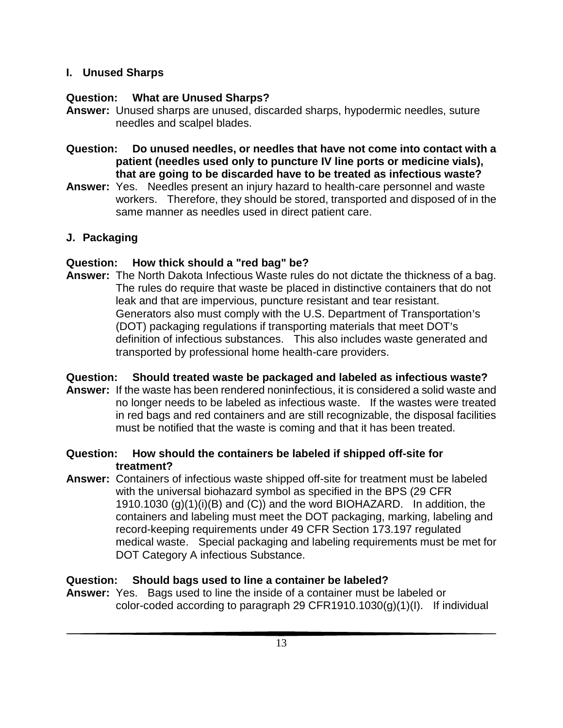## I. Unused Sharps

**Question: What are Unused Sharps?**

**Answer:** Unused sharps are unused, discarded sharps, hypodermic needles, suture needles and scalpel blades.

**Question: Do unused needles, or needles that have not come into contact with a patient (needles used only to puncture IV line ports or medicine vials), that are going to be discarded have to be treated as infectious waste?**

**Answer:** Yes. Needles present an injury hazard to health-care personnel and waste workers. Therefore, they should be stored, transported and disposed of in the same manner as needles used in direct patient care.

## J. Packaging

**Question: How thick should a "red bag" be?**

**Answer:** The North Dakota Infectious Waste rules do not dictate the thickness of a bag. The rules do require that waste be placed in distinctive containers that do not leak and that are impervious, puncture resistant and tear resistant. Generators also must comply with the U.S. Department of Transportation's (DOT) packaging regulations if transporting materials that meet DOT's definition of infectious substances. This also includes waste generated and transported by professional home health-care providers.

**Question: Should treated waste be packaged and labeled as infectious waste?**

**Answer:** If the waste has been rendered noninfectious, it is considered a solid waste and no longer needs to be labeled as infectious waste. If the wastes were treated in red bags and red containers and are still recognizable, the disposal facilities must be notified that the waste is coming and that it has been treated.

**Question: How should the containers be labeled if shipped off-site for treatment?**

**Answer:** Containers of infectious waste shipped off-site for treatment must be labeled with the universal biohazard symbol as specified in the BPS (29 CFR 1910.1030 (g)(1)(i)(B) and (C)) and the word BIOHAZARD. In addition, the containers and labeling must meet the DOT packaging, marking, labeling and record-keeping requirements under 49 CFR Section 173.197 regulated medical waste. Special packaging and labeling requirements must be met for DOT Category A infectious Substance.

**Question: Should bags used to line a container be labeled?**

**Answer:** Yes. Bags used to line the inside of a container must be labeled or color-coded according to paragraph 29 CFR1910.1030(g)(1)(I). If individual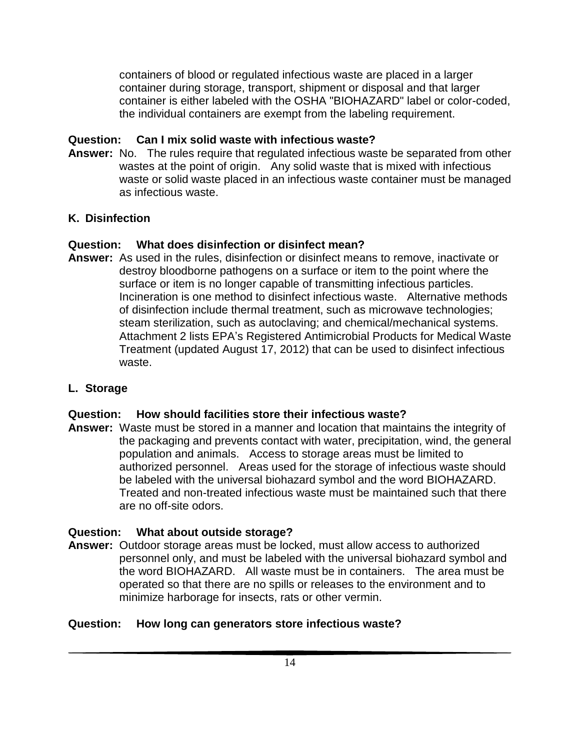containers of blood or regulated infectious waste are placed in a larger container during storage, transport, shipment or disposal and that larger container is either labeled with the OSHA "BIOHAZARD" label or color-coded, the individual containers are exempt from the labeling requirement.

**Question: Can I mix solid waste with infectious waste?**

**Answer:** No. The rules require that regulated infectious waste be separated from other wastes at the point of origin. Any solid waste that is mixed with infectious waste or solid waste placed in an infectious waste container must be managed as infectious waste.

## K. Disinfection

**Question: What does disinfection or disinfect mean?**

**Answer:** As used in the rules, disinfection or disinfect means to remove, inactivate or destroy bloodborne pathogens on a surface or item to the point where the surface or item is no longer capable of transmitting infectious particles. Incineration is one method to disinfect infectious waste. Alternative methods of disinfection include thermal treatment, such as microwave technologies; steam sterilization, such as autoclaving; and chemical/mechanical systems. Attachment 2 lists EPA's Registered Antimicrobial Products for Medical Waste Treatment (updated August 17, 2012) that can be used to disinfect infectious waste.

## L. Storage

**Question: How should facilities store their infectious waste?**

**Answer:** Waste must be stored in a manner and location that maintains the integrity of the packaging and prevents contact with water, precipitation, wind, the general population and animals. Access to storage areas must be limited to authorized personnel. Areas used for the storage of infectious waste should be labeled with the universal biohazard symbol and the word BIOHAZARD. Treated and non-treated infectious waste must be maintained such that there are no off-site odors.

**Question: What about outside storage?**

**Answer:** Outdoor storage areas must be locked, must allow access to authorized personnel only, and must be labeled with the universal biohazard symbol and the word BIOHAZARD. All waste must be in containers. The area must be operated so that there are no spills or releases to the environment and to minimize harborage for insects, rats or other vermin.

**Question: How long can generators store infectious waste?**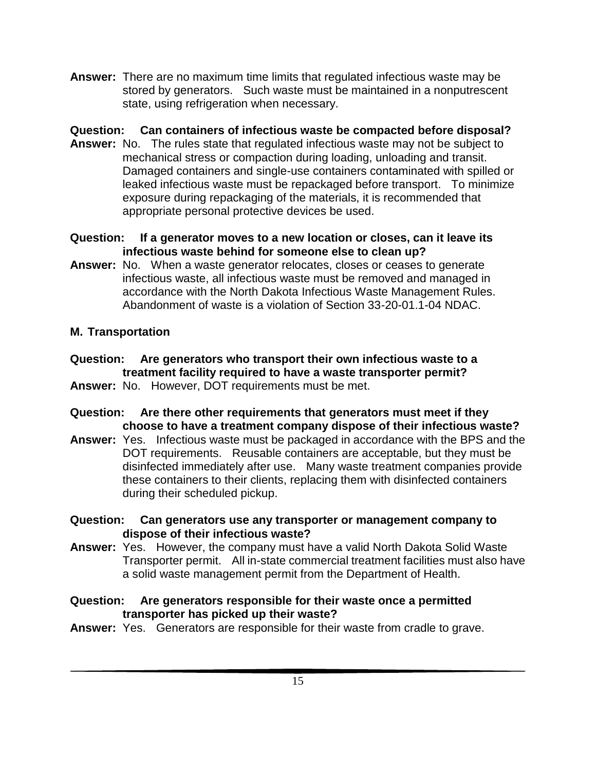**Answer:** There are no maximum time limits that regulated infectious waste may be stored by generators. Such waste must be maintained in a nonputrescent state, using refrigeration when necessary.

**Question: Can containers of infectious waste be compacted before disposal?**

**Answer:** No. The rules state that regulated infectious waste may not be subject to mechanical stress or compaction during loading, unloading and transit. Damaged containers and single-use containers contaminated with spilled or leaked infectious waste must be repackaged before transport. To minimize exposure during repackaging of the materials, it is recommended that appropriate personal protective devices be used.

**Question: If a generator moves to a new location or closes, can it leave its infectious waste behind for someone else to clean up?**

**Answer:** No. When a waste generator relocates, closes or ceases to generate infectious waste, all infectious waste must be removed and managed in accordance with the North Dakota Infectious Waste Management Rules. Abandonment of waste is a violation of Section 33-20-01.1-04 NDAC.

## M. Transportation

**Question: Are generators who transport their own infectious waste to a treatment facility required to have a waste transporter permit?**

**Answer:** No. However, DOT requirements must be met.

**Question: Are there other requirements that generators must meet if they choose to have a treatment company dispose of their infectious waste?**

**Answer:** Yes. Infectious waste must be packaged in accordance with the BPS and the DOT requirements. Reusable containers are acceptable, but they must be disinfected immediately after use. Many waste treatment companies provide these containers to their clients, replacing them with disinfected containers during their scheduled pickup.

**Question: Can generators use any transporter or management company to dispose of their infectious waste?**

**Answer:** Yes. However, the company must have a valid North Dakota Solid Waste Transporter permit. All in-state commercial treatment facilities must also have a solid waste management permit from the Department of Health.

**Question: Are generators responsible for their waste once a permitted transporter has picked up their waste?**

**Answer:** Yes. Generators are responsible for their waste from cradle to grave.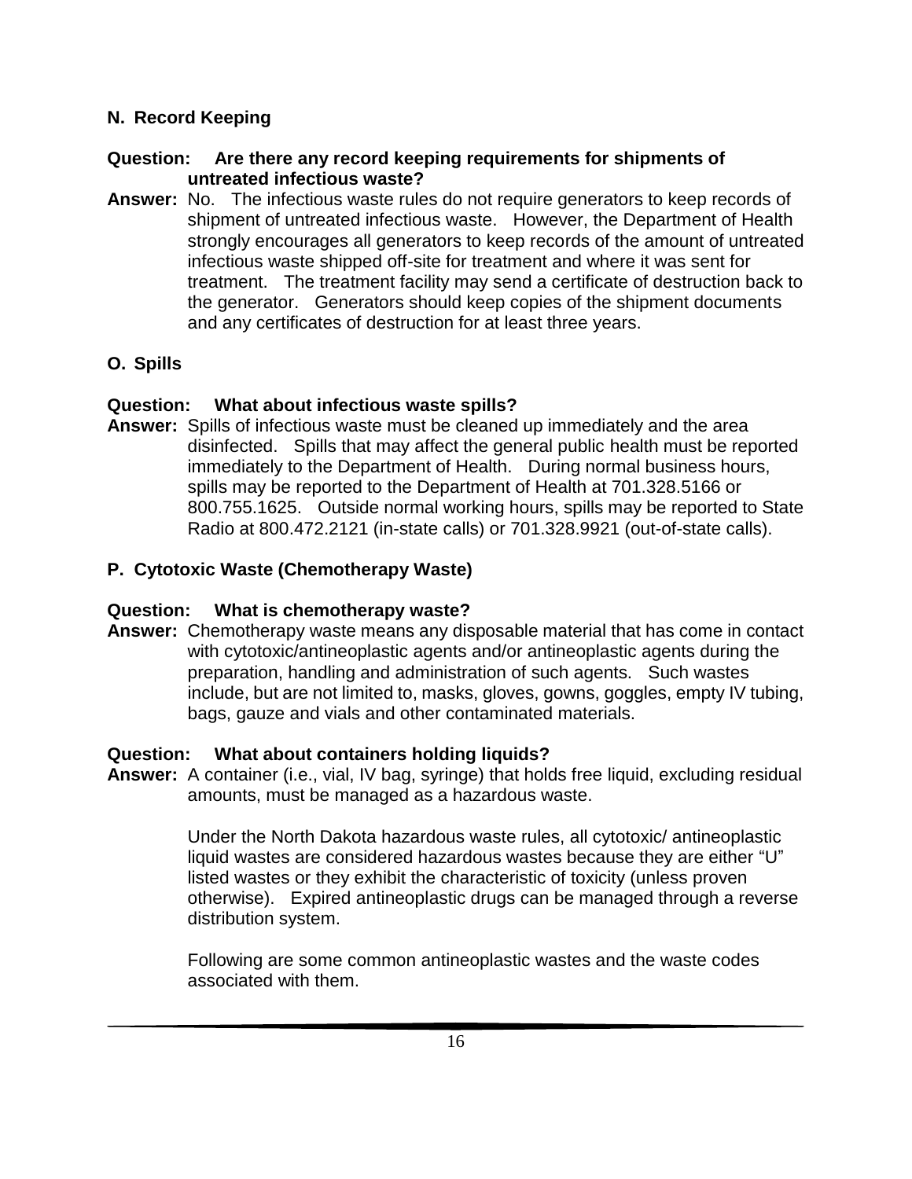## N. Record Keeping

**Question: Are there any record keeping requirements for shipments of untreated infectious waste?**

**Answer:** No. The infectious waste rules do not require generators to keep records of shipment of untreated infectious waste. However, the Department of Health strongly encourages all generators to keep records of the amount of untreated infectious waste shipped off-site for treatment and where it was sent for treatment. The treatment facility may send a certificate of destruction back to the generator. Generators should keep copies of the shipment documents and any certificates of destruction for at least three years.

## O. Spills

**Question: What about infectious waste spills?**

**Answer:** Spills of infectious waste must be cleaned up immediately and the area disinfected. Spills that may affect the general public health must be reported immediately to the Department of Health. During normal business hours, spills may be reported to the Department of Health at 701.328.5166 or 800.755.1625. Outside normal working hours, spills may be reported to State Radio at 800.472.2121 (in-state calls) or 701.328.9921 (out-of-state calls).

## P. Cytotoxic Waste (Chemotherapy Waste)

**Question: What is chemotherapy waste?**

**Answer:** Chemotherapy waste means any disposable material that has come in contact with cytotoxic/antineoplastic agents and/or antineoplastic agents during the preparation, handling and administration of such agents. Such wastes include, but are not limited to, masks, gloves, gowns, goggles, empty IV tubing, bags, gauze and vials and other contaminated materials.

**Question: What about containers holding liquids?**

**Answer:** A container (i.e., vial, IV bag, syringe) that holds free liquid, excluding residual amounts, must be managed as a hazardous waste.

Under the North Dakota hazardous waste rules, all cytotoxic/ antineoplastic liquid wastes are considered hazardous wastes because they are either "U" listed wastes or they exhibit the characteristic of toxicity (unless proven otherwise). Expired antineoplastic drugs can be managed through a reverse distribution system.

Following are some common antineoplastic wastes and the waste codes associated with them.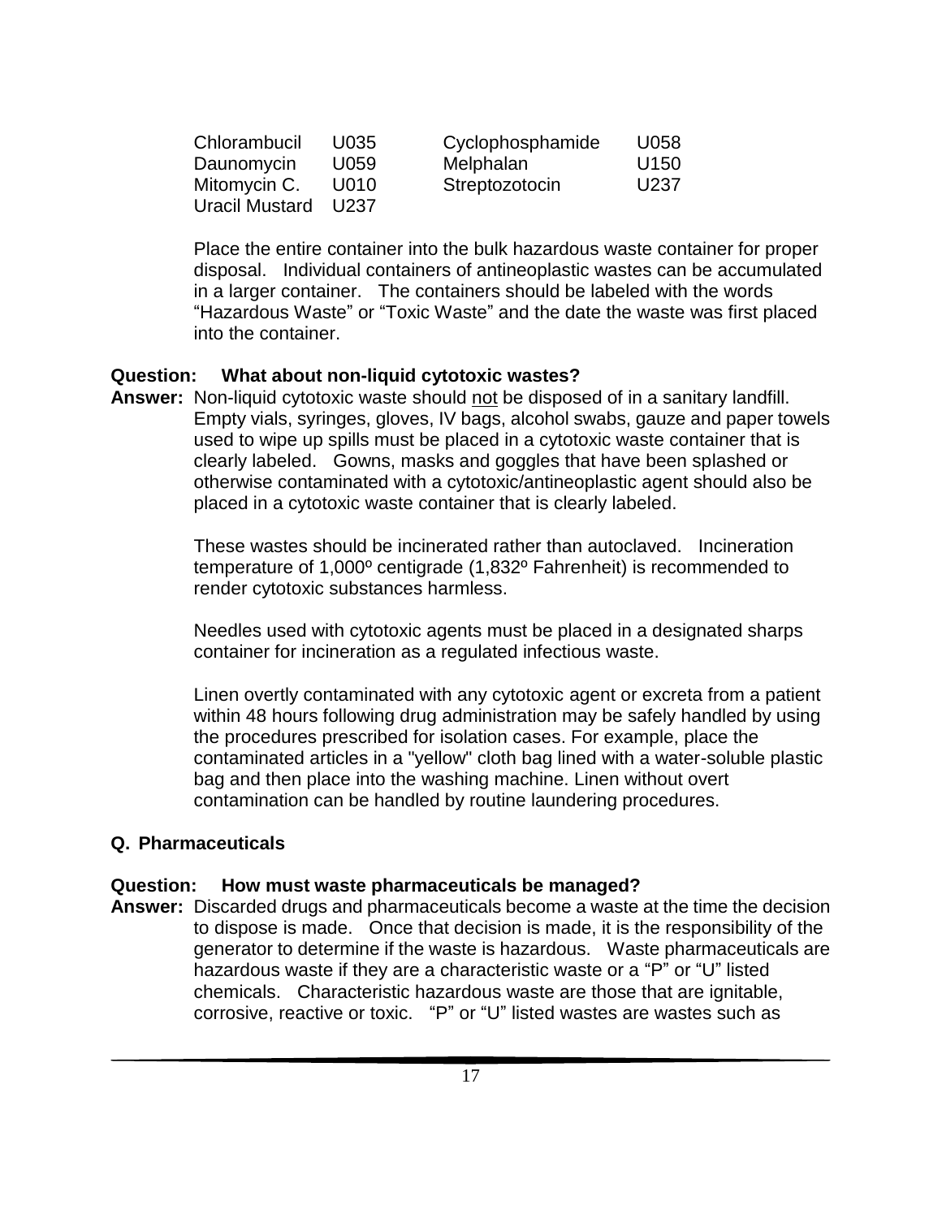| | | | |
|---|---|---|---|
| Chlorambucil | U035 | Cyclophosphamide | U058 |
| Daunomycin | U059 | Melphalan | U150 |
| Mitomycin C. | U010 | Streptozotocin | U237 |
| Uracil Mustard | U237 | | |

Place the entire container into the bulk hazardous waste container for proper disposal. Individual containers of antineoplastic wastes can be accumulated in a larger container. The containers should be labeled with the words "Hazardous Waste" or "Toxic Waste" and the date the waste was first placed into the container.

**Question: What about non-liquid cytotoxic wastes?**

**Answer:** Non-liquid cytotoxic waste should not be disposed of in a sanitary landfill. Empty vials, syringes, gloves, IV bags, alcohol swabs, gauze and paper towels used to wipe up spills must be placed in a cytotoxic waste container that is clearly labeled. Gowns, masks and goggles that have been splashed or otherwise contaminated with a cytotoxic/antineoplastic agent should also be placed in a cytotoxic waste container that is clearly labeled.

These wastes should be incinerated rather than autoclaved. Incineration temperature of 1,000º centigrade (1,832º Fahrenheit) is recommended to render cytotoxic substances harmless.

Needles used with cytotoxic agents must be placed in a designated sharps container for incineration as a regulated infectious waste.

Linen overtly contaminated with any cytotoxic agent or excreta from a patient within 48 hours following drug administration may be safely handled by using the procedures prescribed for isolation cases. For example, place the contaminated articles in a "yellow" cloth bag lined with a water-soluble plastic bag and then place into the washing machine. Linen without overt contamination can be handled by routine laundering procedures.

## Q. Pharmaceuticals

**Question: How must waste pharmaceuticals be managed?**

**Answer:** Discarded drugs and pharmaceuticals become a waste at the time the decision to dispose is made. Once that decision is made, it is the responsibility of the generator to determine if the waste is hazardous. Waste pharmaceuticals are hazardous waste if they are a characteristic waste or a "P" or "U" listed chemicals. Characteristic hazardous waste are those that are ignitable, corrosive, reactive or toxic. "P" or "U" listed wastes are wastes such as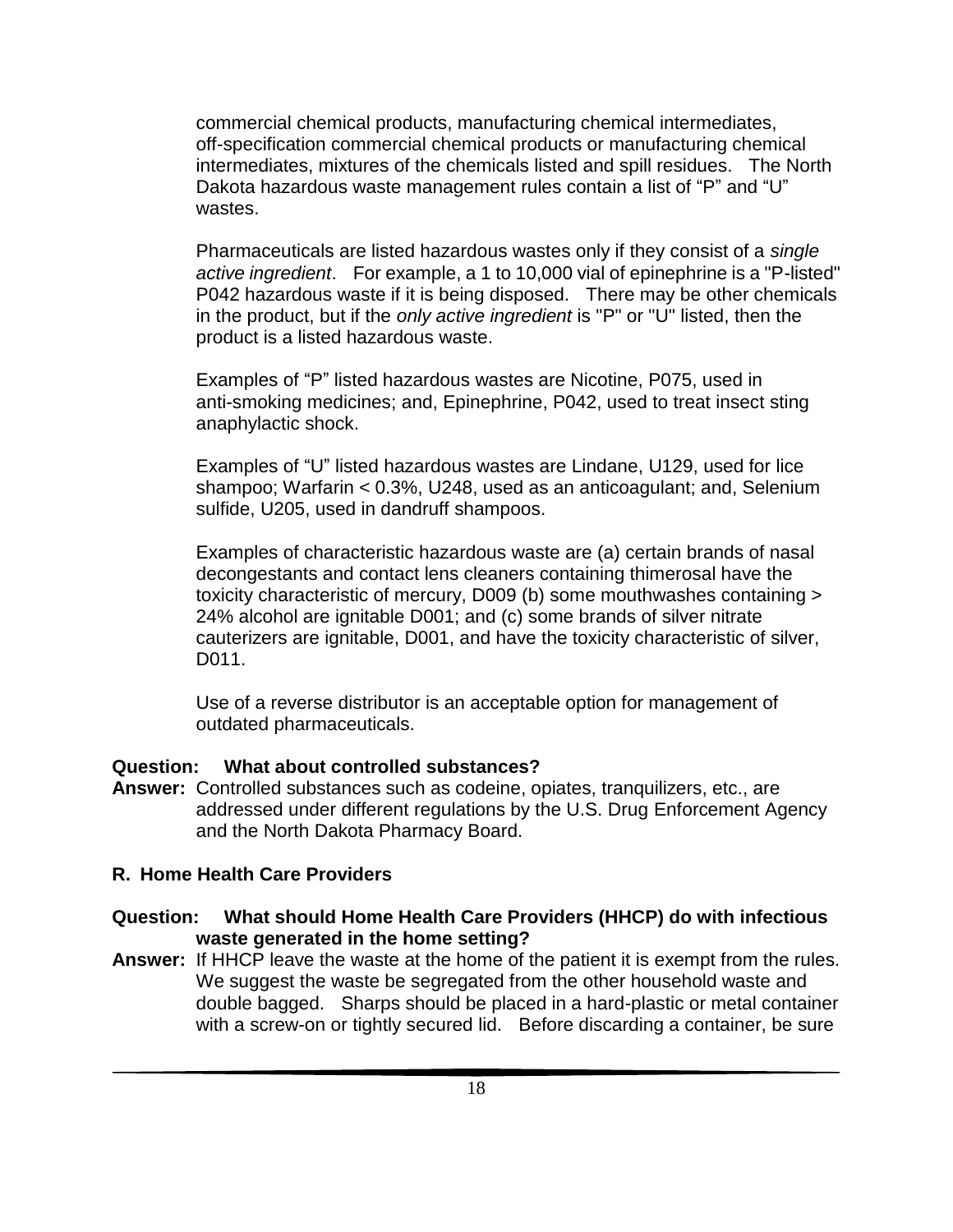commercial chemical products, manufacturing chemical intermediates, off-specification commercial chemical products or manufacturing chemical intermediates, mixtures of the chemicals listed and spill residues. The North Dakota hazardous waste management rules contain a list of "P" and "U" wastes.

Pharmaceuticals are listed hazardous wastes only if they consist of a *single active ingredient*. For example, a 1 to 10,000 vial of epinephrine is a "P-listed" P042 hazardous waste if it is being disposed. There may be other chemicals in the product, but if the *only active ingredient* is "P" or "U" listed, then the product is a listed hazardous waste.

Examples of "P" listed hazardous wastes are Nicotine, P075, used in anti-smoking medicines; and, Epinephrine, P042, used to treat insect sting anaphylactic shock.

Examples of "U" listed hazardous wastes are Lindane, U129, used for lice shampoo; Warfarin < 0.3%, U248, used as an anticoagulant; and, Selenium sulfide, U205, used in dandruff shampoos.

Examples of characteristic hazardous waste are (a) certain brands of nasal decongestants and contact lens cleaners containing thimerosal have the toxicity characteristic of mercury, D009 (b) some mouthwashes containing > 24% alcohol are ignitable D001; and (c) some brands of silver nitrate cauterizers are ignitable, D001, and have the toxicity characteristic of silver, D011.

Use of a reverse distributor is an acceptable option for management of outdated pharmaceuticals.

**Question: What about controlled substances?**

**Answer:** Controlled substances such as codeine, opiates, tranquilizers, etc., are addressed under different regulations by the U.S. Drug Enforcement Agency and the North Dakota Pharmacy Board.

## R. Home Health Care Providers

**Question: What should Home Health Care Providers (HHCP) do with infectious waste generated in the home setting?**

**Answer:** If HHCP leave the waste at the home of the patient it is exempt from the rules. We suggest the waste be segregated from the other household waste and double bagged. Sharps should be placed in a hard-plastic or metal container with a screw-on or tightly secured lid. Before discarding a container, be sure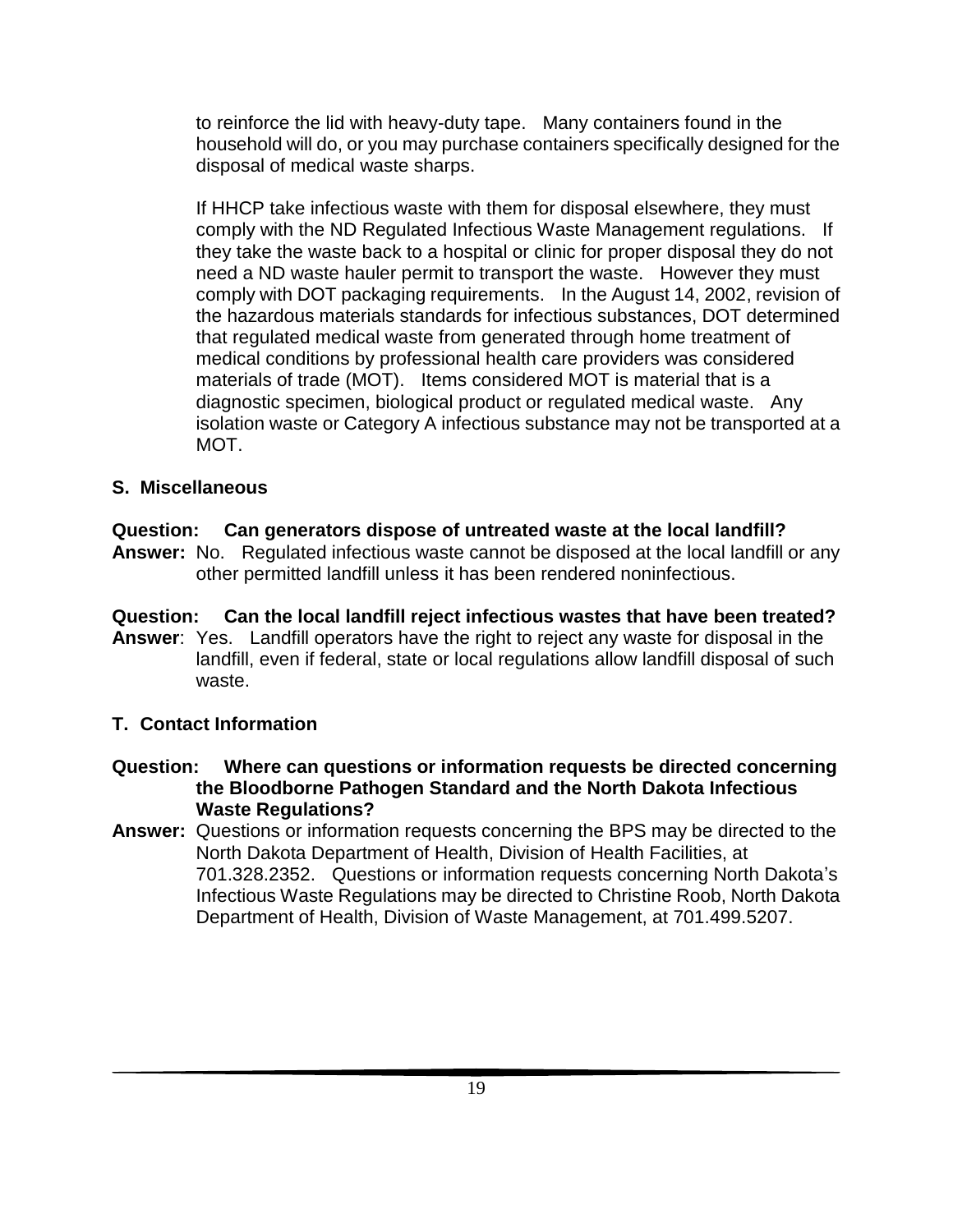to reinforce the lid with heavy-duty tape. Many containers found in the household will do, or you may purchase containers specifically designed for the disposal of medical waste sharps.

If HHCP take infectious waste with them for disposal elsewhere, they must comply with the ND Regulated Infectious Waste Management regulations. If they take the waste back to a hospital or clinic for proper disposal they do not need a ND waste hauler permit to transport the waste. However they must comply with DOT packaging requirements. In the August 14, 2002, revision of the hazardous materials standards for infectious substances, DOT determined that regulated medical waste from generated through home treatment of medical conditions by professional health care providers was considered materials of trade (MOT). Items considered MOT is material that is a diagnostic specimen, biological product or regulated medical waste. Any isolation waste or Category A infectious substance may not be transported at a MOT.

### S. Miscellaneous

**Question: Can generators dispose of untreated waste at the local landfill?**

**Answer:** No. Regulated infectious waste cannot be disposed at the local landfill or any other permitted landfill unless it has been rendered noninfectious.

**Question: Can the local landfill reject infectious wastes that have been treated?**

**Answer**: Yes. Landfill operators have the right to reject any waste for disposal in the landfill, even if federal, state or local regulations allow landfill disposal of such waste.

### T. Contact Information

**Question: Where can questions or information requests be directed concerning the Bloodborne Pathogen Standard and the North Dakota Infectious Waste Regulations?**

**Answer:** Questions or information requests concerning the BPS may be directed to the North Dakota Department of Health, Division of Health Facilities, at 701.328.2352. Questions or information requests concerning North Dakota's Infectious Waste Regulations may be directed to Christine Roob, North Dakota Department of Health, Division of Waste Management, at 701.499.5207.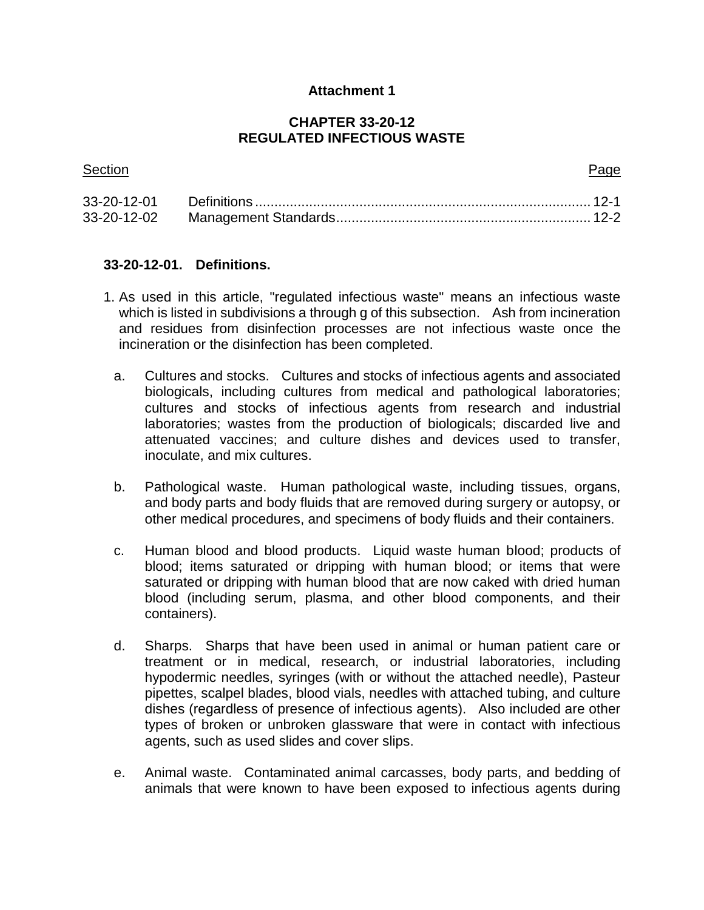**Attachment 1**

## CHAPTER 33-20-12
## REGULATED INFECTIOUS WASTE

| Section | | Page |
|---|---|---|
| 33-20-12-01 | Definitions | 12-1 |
| 33-20-12-02 | Management Standards | 12-2 |

### 33-20-12-01. Definitions.

1. As used in this article, "regulated infectious waste" means an infectious waste which is listed in subdivisions a through g of this subsection. Ash from incineration and residues from disinfection processes are not infectious waste once the incineration or the disinfection has been completed.

   a. Cultures and stocks. Cultures and stocks of infectious agents and associated biologicals, including cultures from medical and pathological laboratories; cultures and stocks of infectious agents from research and industrial laboratories; wastes from the production of biologicals; discarded live and attenuated vaccines; and culture dishes and devices used to transfer, inoculate, and mix cultures.

   b. Pathological waste. Human pathological waste, including tissues, organs, and body parts and body fluids that are removed during surgery or autopsy, or other medical procedures, and specimens of body fluids and their containers.

   c. Human blood and blood products. Liquid waste human blood; products of blood; items saturated or dripping with human blood; or items that were saturated or dripping with human blood that are now caked with dried human blood (including serum, plasma, and other blood components, and their containers).

   d. Sharps. Sharps that have been used in animal or human patient care or treatment or in medical, research, or industrial laboratories, including hypodermic needles, syringes (with or without the attached needle), Pasteur pipettes, scalpel blades, blood vials, needles with attached tubing, and culture dishes (regardless of presence of infectious agents). Also included are other types of broken or unbroken glassware that were in contact with infectious agents, such as used slides and cover slips.

   e. Animal waste. Contaminated animal carcasses, body parts, and bedding of animals that were known to have been exposed to infectious agents during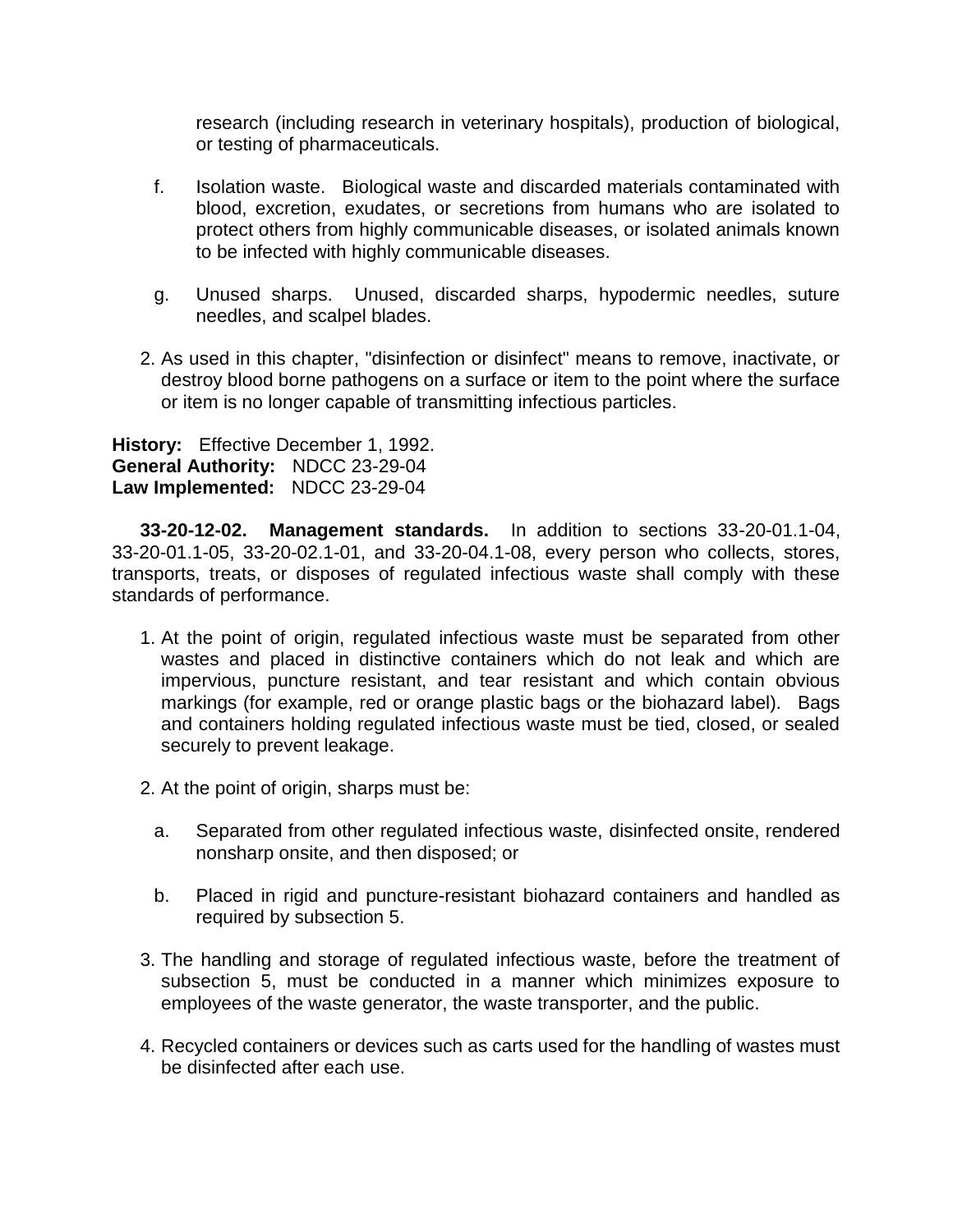research (including research in veterinary hospitals), production of biological, or testing of pharmaceuticals.

f. Isolation waste. Biological waste and discarded materials contaminated with blood, excretion, exudates, or secretions from humans who are isolated to protect others from highly communicable diseases, or isolated animals known to be infected with highly communicable diseases.

g. Unused sharps. Unused, discarded sharps, hypodermic needles, suture needles, and scalpel blades.

2. As used in this chapter, "disinfection or disinfect" means to remove, inactivate, or destroy blood borne pathogens on a surface or item to the point where the surface or item is no longer capable of transmitting infectious particles.

**History:** Effective December 1, 1992.
**General Authority:** NDCC 23-29-04
**Law Implemented:** NDCC 23-29-04

**33-20-12-02. Management standards.** In addition to sections 33-20-01.1-04, 33-20-01.1-05, 33-20-02.1-01, and 33-20-04.1-08, every person who collects, stores, transports, treats, or disposes of regulated infectious waste shall comply with these standards of performance.

1. At the point of origin, regulated infectious waste must be separated from other wastes and placed in distinctive containers which do not leak and which are impervious, puncture resistant, and tear resistant and which contain obvious markings (for example, red or orange plastic bags or the biohazard label). Bags and containers holding regulated infectious waste must be tied, closed, or sealed securely to prevent leakage.

2. At the point of origin, sharps must be:

   a. Separated from other regulated infectious waste, disinfected onsite, rendered nonsharp onsite, and then disposed; or

   b. Placed in rigid and puncture-resistant biohazard containers and handled as required by subsection 5.

3. The handling and storage of regulated infectious waste, before the treatment of subsection 5, must be conducted in a manner which minimizes exposure to employees of the waste generator, the waste transporter, and the public.

4. Recycled containers or devices such as carts used for the handling of wastes must be disinfected after each use.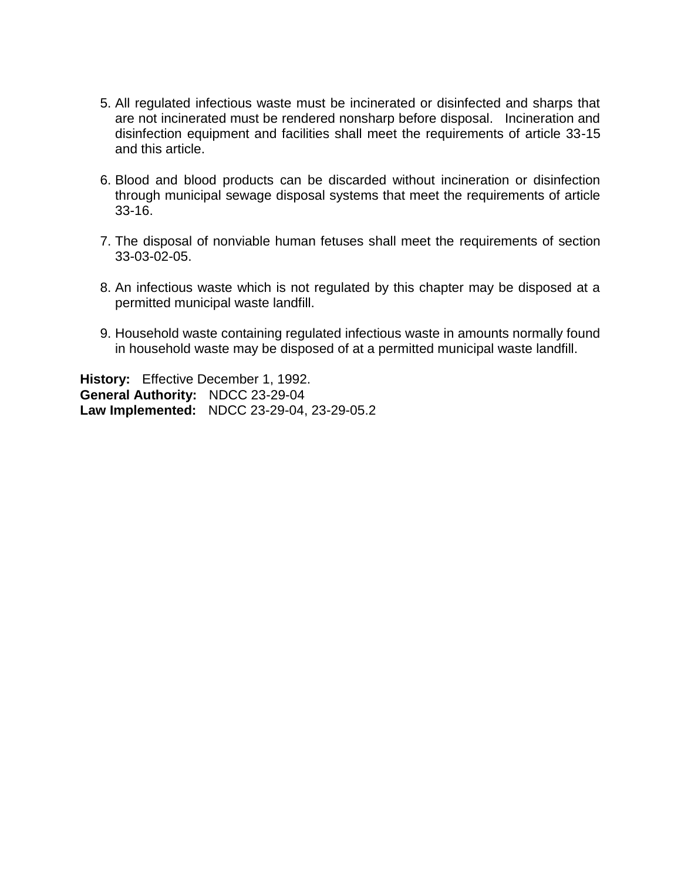5. All regulated infectious waste must be incinerated or disinfected and sharps that are not incinerated must be rendered nonsharp before disposal. Incineration and disinfection equipment and facilities shall meet the requirements of article 33-15 and this article.

6. Blood and blood products can be discarded without incineration or disinfection through municipal sewage disposal systems that meet the requirements of article 33-16.

7. The disposal of nonviable human fetuses shall meet the requirements of section 33-03-02-05.

8. An infectious waste which is not regulated by this chapter may be disposed at a permitted municipal waste landfill.

9. Household waste containing regulated infectious waste in amounts normally found in household waste may be disposed of at a permitted municipal waste landfill.

**History:** Effective December 1, 1992.
**General Authority:** NDCC 23-29-04
**Law Implemented:** NDCC 23-29-04, 23-29-05.2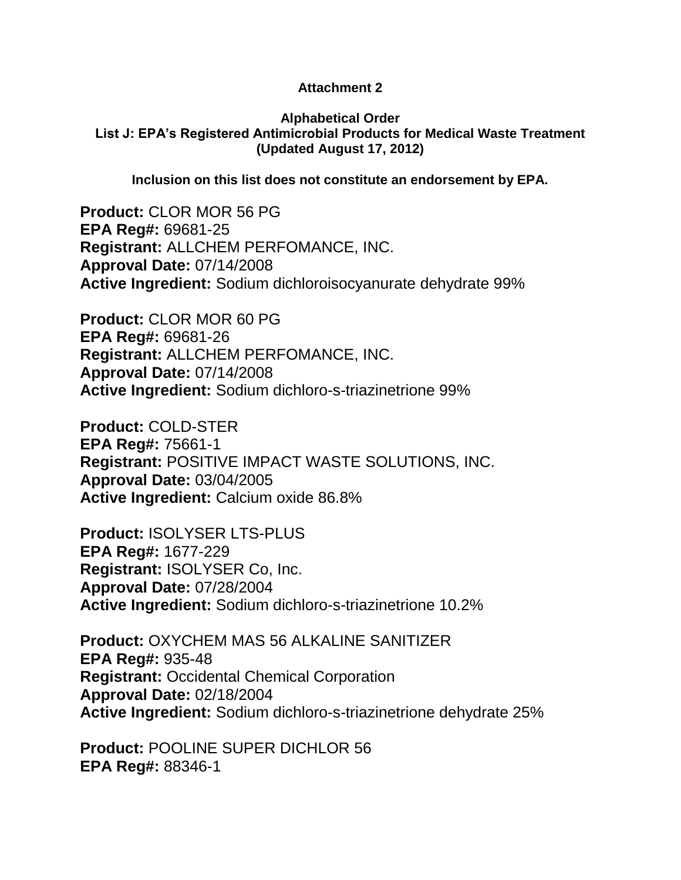**Attachment 2**

**Alphabetical Order**
**List J: EPA's Registered Antimicrobial Products for Medical Waste Treatment**
**(Updated August 17, 2012)**

**Inclusion on this list does not constitute an endorsement by EPA.**

**Product:** CLOR MOR 56 PG
**EPA Reg#:** 69681-25
**Registrant:** ALLCHEM PERFOMANCE, INC.
**Approval Date:** 07/14/2008
**Active Ingredient:** Sodium dichloroisocyanurate dehydrate 99%

**Product:** CLOR MOR 60 PG
**EPA Reg#:** 69681-26
**Registrant:** ALLCHEM PERFOMANCE, INC.
**Approval Date:** 07/14/2008
**Active Ingredient:** Sodium dichloro-s-triazinetrione 99%

**Product:** COLD-STER
**EPA Reg#:** 75661-1
**Registrant:** POSITIVE IMPACT WASTE SOLUTIONS, INC.
**Approval Date:** 03/04/2005
**Active Ingredient:** Calcium oxide 86.8%

**Product:** ISOLYSER LTS-PLUS
**EPA Reg#:** 1677-229
**Registrant:** ISOLYSER Co, Inc.
**Approval Date:** 07/28/2004
**Active Ingredient:** Sodium dichloro-s-triazinetrione 10.2%

**Product:** OXYCHEM MAS 56 ALKALINE SANITIZER
**EPA Reg#:** 935-48
**Registrant:** Occidental Chemical Corporation
**Approval Date:** 02/18/2004
**Active Ingredient:** Sodium dichloro-s-triazinetrione dehydrate 25%

**Product:** POOLINE SUPER DICHLOR 56
**EPA Reg#:** 88346-1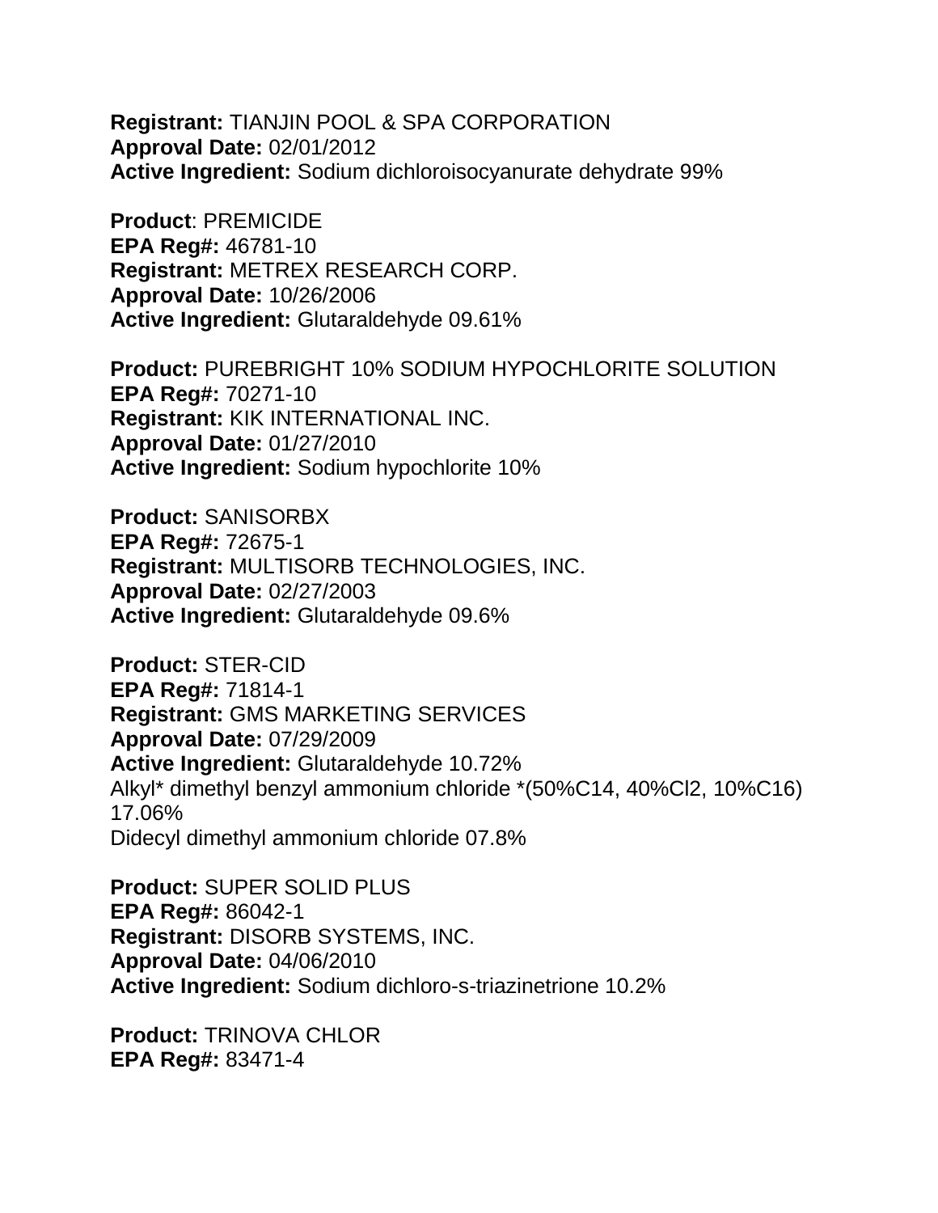**Registrant:** TIANJIN POOL & SPA CORPORATION
**Approval Date:** 02/01/2012
**Active Ingredient:** Sodium dichloroisocyanurate dehydrate 99%

**Product**: PREMICIDE
**EPA Reg#:** 46781-10
**Registrant:** METREX RESEARCH CORP.
**Approval Date:** 10/26/2006
**Active Ingredient:** Glutaraldehyde 09.61%

**Product:** PUREBRIGHT 10% SODIUM HYPOCHLORITE SOLUTION
**EPA Reg#:** 70271-10
**Registrant:** KIK INTERNATIONAL INC.
**Approval Date:** 01/27/2010
**Active Ingredient:** Sodium hypochlorite 10%

**Product:** SANISORBX
**EPA Reg#:** 72675-1
**Registrant:** MULTISORB TECHNOLOGIES, INC.
**Approval Date:** 02/27/2003
**Active Ingredient:** Glutaraldehyde 09.6%

**Product:** STER-CID
**EPA Reg#:** 71814-1
**Registrant:** GMS MARKETING SERVICES
**Approval Date:** 07/29/2009
**Active Ingredient:** Glutaraldehyde 10.72%
Alkyl* dimethyl benzyl ammonium chloride *(50%C14, 40%Cl2, 10%C16) 17.06%
Didecyl dimethyl ammonium chloride 07.8%

**Product:** SUPER SOLID PLUS
**EPA Reg#:** 86042-1
**Registrant:** DISORB SYSTEMS, INC.
**Approval Date:** 04/06/2010
**Active Ingredient:** Sodium dichloro-s-triazinetrione 10.2%

**Product:** TRINOVA CHLOR
**EPA Reg#:** 83471-4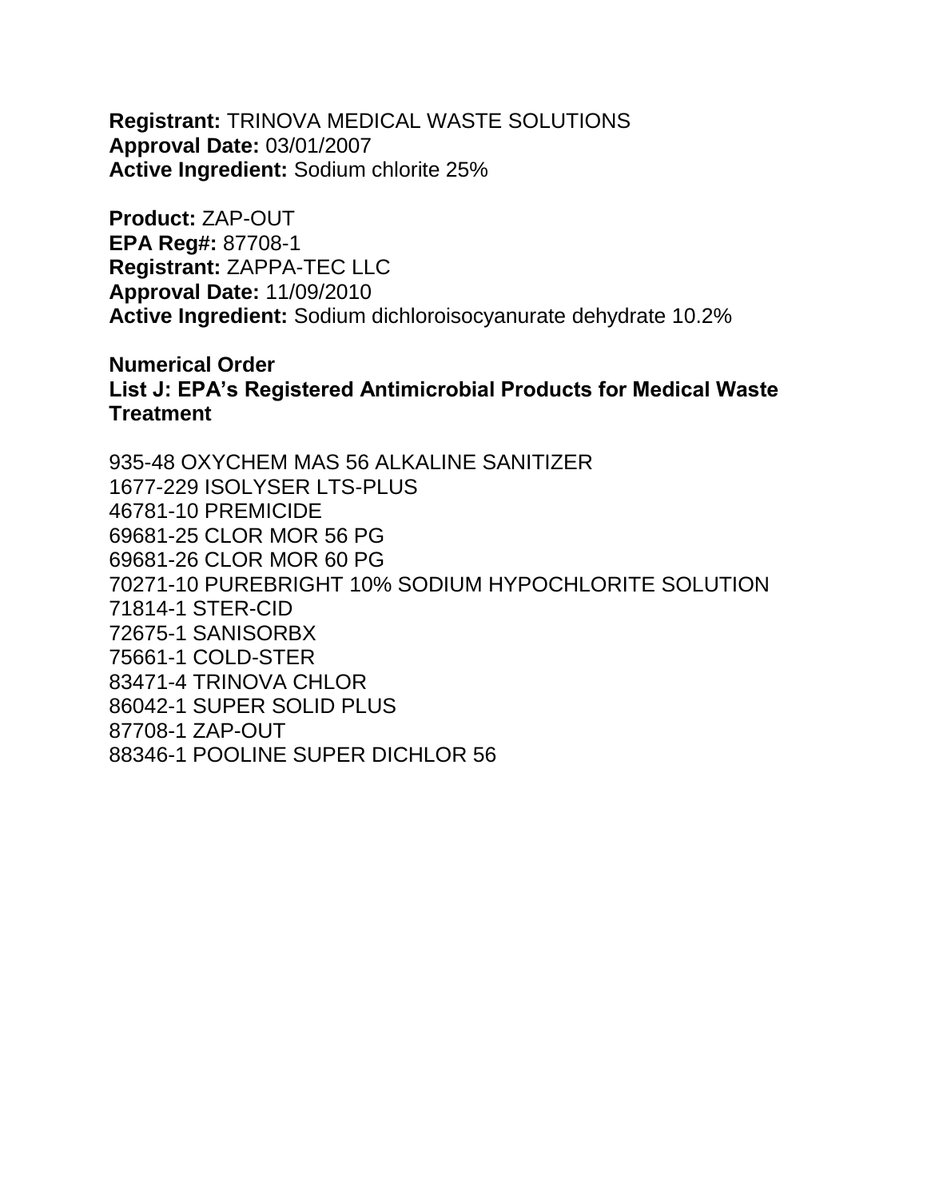**Registrant:** TRINOVA MEDICAL WASTE SOLUTIONS
**Approval Date:** 03/01/2007
**Active Ingredient:** Sodium chlorite 25%

**Product:** ZAP-OUT
**EPA Reg#:** 87708-1
**Registrant:** ZAPPA-TEC LLC
**Approval Date:** 11/09/2010
**Active Ingredient:** Sodium dichloroisocyanurate dehydrate 10.2%

**Numerical Order**
**List J: EPA's Registered Antimicrobial Products for Medical Waste Treatment**

935-48 OXYCHEM MAS 56 ALKALINE SANITIZER
1677-229 ISOLYSER LTS-PLUS
46781-10 PREMICIDE
69681-25 CLOR MOR 56 PG
69681-26 CLOR MOR 60 PG
70271-10 PUREBRIGHT 10% SODIUM HYPOCHLORITE SOLUTION
71814-1 STER-CID
72675-1 SANISORBX
75661-1 COLD-STER
83471-4 TRINOVA CHLOR
86042-1 SUPER SOLID PLUS
87708-1 ZAP-OUT
88346-1 POOLINE SUPER DICHLOR 56